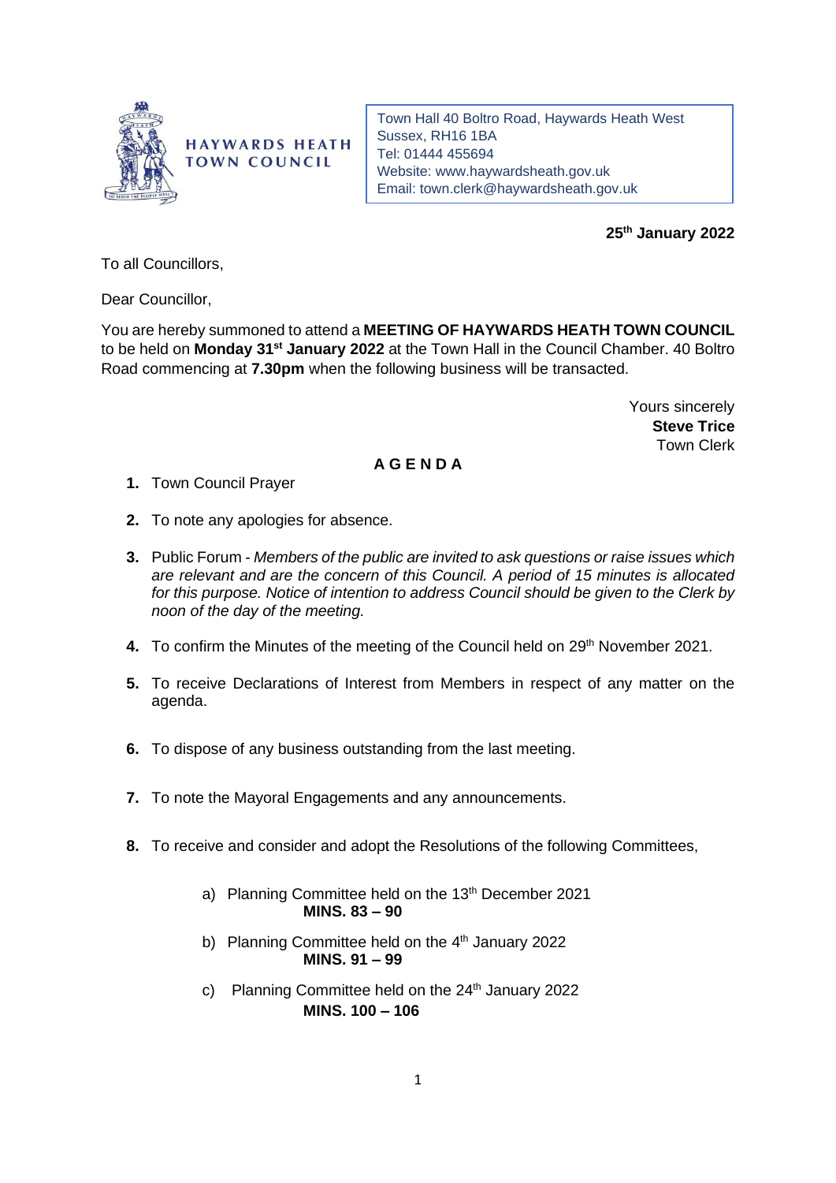HAYWARDS HEATH TOWN COUNCIL

Town Hall 40 Boltro Road, Haywards Heath West Sussex, RH16 1BA
Tel: 01444 455694
Website: www.haywardsheath.gov.uk
Email: town.clerk@haywardsheath.gov.uk

**25th January 2022**

To all Councillors,

Dear Councillor,

You are hereby summoned to attend a **MEETING OF HAYWARDS HEATH TOWN COUNCIL** to be held on **Monday 31st January 2022** at the Town Hall in the Council Chamber. 40 Boltro Road commencing at **7.30pm** when the following business will be transacted.

Yours sincerely
**Steve Trice**
Town Clerk

## A G E N D A

1. Town Council Prayer
2. To note any apologies for absence.
3. Public Forum - *Members of the public are invited to ask questions or raise issues which are relevant and are the concern of this Council. A period of 15 minutes is allocated for this purpose. Notice of intention to address Council should be given to the Clerk by noon of the day of the meeting.*
4. To confirm the Minutes of the meeting of the Council held on 29th November 2021.
5. To receive Declarations of Interest from Members in respect of any matter on the agenda.
6. To dispose of any business outstanding from the last meeting.
7. To note the Mayoral Engagements and any announcements.
8. To receive and consider and adopt the Resolutions of the following Committees,

   a) Planning Committee held on the 13th December 2021
   **MINS. 83 – 90**

   b) Planning Committee held on the 4th January 2022
   **MINS. 91 – 99**

   c) Planning Committee held on the 24th January 2022
   **MINS. 100 – 106**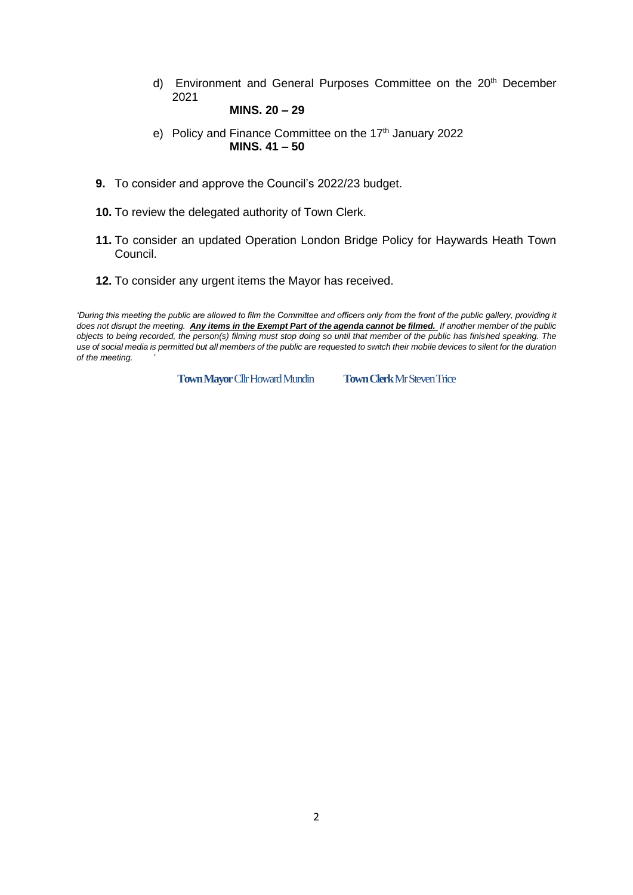d) Environment and General Purposes Committee on the 20th December 2021

   **MINS. 20 – 29**

e) Policy and Finance Committee on the 17th January 2022

   **MINS. 41 – 50**

**9.** To consider and approve the Council's 2022/23 budget.

**10.** To review the delegated authority of Town Clerk.

**11.** To consider an updated Operation London Bridge Policy for Haywards Heath Town Council.

**12.** To consider any urgent items the Mayor has received.

*'During this meeting the public are allowed to film the Committee and officers only from the front of the public gallery, providing it does not disrupt the meeting.* ***Any items in the Exempt Part of the agenda cannot be filmed.*** *If another member of the public objects to being recorded, the person(s) filming must stop doing so until that member of the public has finished speaking. The use of social media is permitted but all members of the public are requested to switch their mobile devices to silent for the duration of the meeting. '*

**Town Mayor** Cllr Howard Mundin **Town Clerk** Mr Steven Trice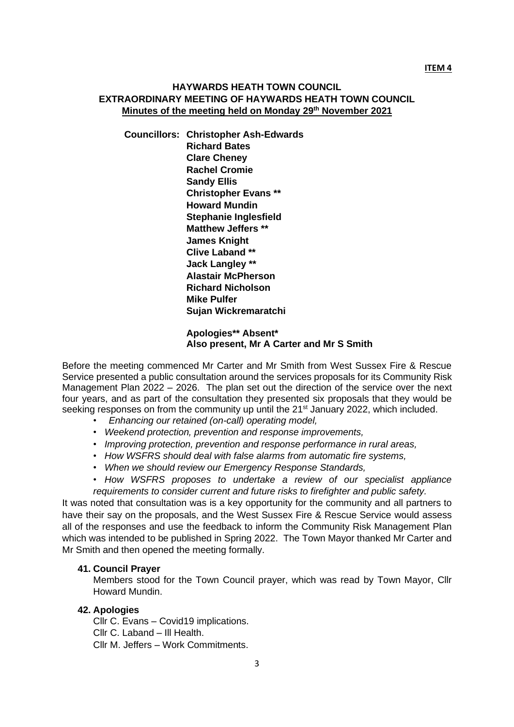**ITEM 4**

**HAYWARDS HEATH TOWN COUNCIL**
**EXTRAORDINARY MEETING OF HAYWARDS HEATH TOWN COUNCIL**
**Minutes of the meeting held on Monday 29th November 2021**

**Councillors:** **Christopher Ash-Edwards**
**Richard Bates**
**Clare Cheney**
**Rachel Cromie**
**Sandy Ellis**
**Christopher Evans** **
**Howard Mundin**
**Stephanie Inglesfield**
**Matthew Jeffers** **
**James Knight**
**Clive Laband** **
**Jack Langley** **
**Alastair McPherson**
**Richard Nicholson**
**Mike Pulfer**
**Sujan Wickremaratchi**

**Apologies** Absent***
**Also present, Mr A Carter and Mr S Smith**

Before the meeting commenced Mr Carter and Mr Smith from West Sussex Fire & Rescue Service presented a public consultation around the services proposals for its Community Risk Management Plan 2022 – 2026. The plan set out the direction of the service over the next four years, and as part of the consultation they presented six proposals that they would be seeking responses on from the community up until the 21st January 2022, which included.

- *Enhancing our retained (on-call) operating model,*
- *Weekend protection, prevention and response improvements,*
- *Improving protection, prevention and response performance in rural areas,*
- *How WSFRS should deal with false alarms from automatic fire systems,*
- *When we should review our Emergency Response Standards,*
- *How WSFRS proposes to undertake a review of our specialist appliance requirements to consider current and future risks to firefighter and public safety.*

It was noted that consultation was is a key opportunity for the community and all partners to have their say on the proposals, and the West Sussex Fire & Rescue Service would assess all of the responses and use the feedback to inform the Community Risk Management Plan which was intended to be published in Spring 2022. The Town Mayor thanked Mr Carter and Mr Smith and then opened the meeting formally.

**41. Council Prayer**

Members stood for the Town Council prayer, which was read by Town Mayor, Cllr Howard Mundin.

**42. Apologies**

Cllr C. Evans – Covid19 implications.
Cllr C. Laband – Ill Health.
Cllr M. Jeffers – Work Commitments.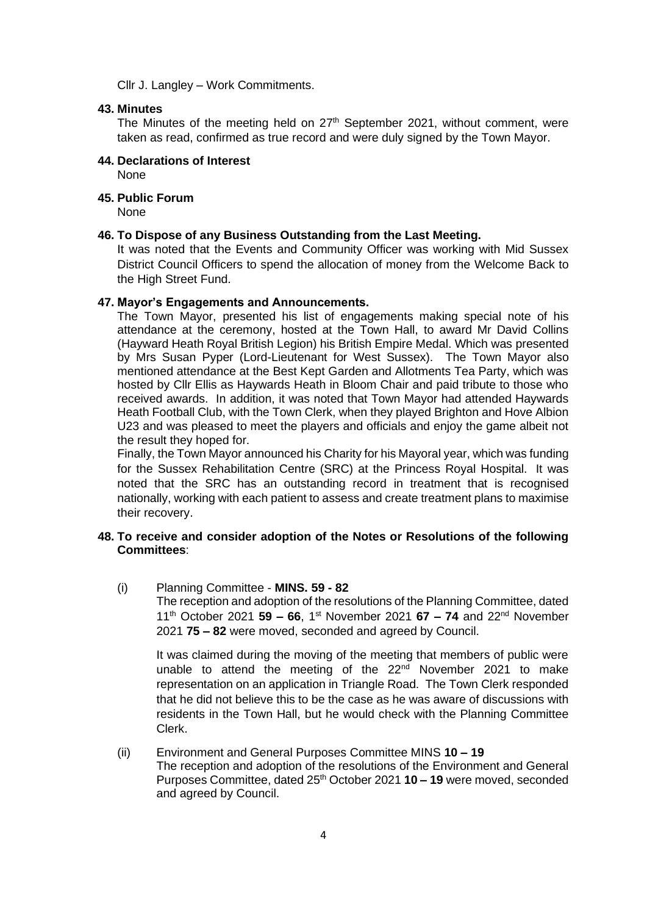Cllr J. Langley – Work Commitments.

**43. Minutes**

The Minutes of the meeting held on 27th September 2021, without comment, were taken as read, confirmed as true record and were duly signed by the Town Mayor.

**44. Declarations of Interest**

None

**45. Public Forum**

None

**46. To Dispose of any Business Outstanding from the Last Meeting.**

It was noted that the Events and Community Officer was working with Mid Sussex District Council Officers to spend the allocation of money from the Welcome Back to the High Street Fund.

**47. Mayor's Engagements and Announcements.**

The Town Mayor, presented his list of engagements making special note of his attendance at the ceremony, hosted at the Town Hall, to award Mr David Collins (Hayward Heath Royal British Legion) his British Empire Medal. Which was presented by Mrs Susan Pyper (Lord-Lieutenant for West Sussex). The Town Mayor also mentioned attendance at the Best Kept Garden and Allotments Tea Party, which was hosted by Cllr Ellis as Haywards Heath in Bloom Chair and paid tribute to those who received awards. In addition, it was noted that Town Mayor had attended Haywards Heath Football Club, with the Town Clerk, when they played Brighton and Hove Albion U23 and was pleased to meet the players and officials and enjoy the game albeit not the result they hoped for.

Finally, the Town Mayor announced his Charity for his Mayoral year, which was funding for the Sussex Rehabilitation Centre (SRC) at the Princess Royal Hospital. It was noted that the SRC has an outstanding record in treatment that is recognised nationally, working with each patient to assess and create treatment plans to maximise their recovery.

**48. To receive and consider adoption of the Notes or Resolutions of the following Committees**:

(i) Planning Committee - **MINS. 59 - 82**

The reception and adoption of the resolutions of the Planning Committee, dated 11th October 2021 **59 – 66**, 1st November 2021 **67 – 74** and 22nd November 2021 **75 – 82** were moved, seconded and agreed by Council.

It was claimed during the moving of the meeting that members of public were unable to attend the meeting of the 22nd November 2021 to make representation on an application in Triangle Road. The Town Clerk responded that he did not believe this to be the case as he was aware of discussions with residents in the Town Hall, but he would check with the Planning Committee Clerk.

(ii) Environment and General Purposes Committee MINS **10 – 19**

The reception and adoption of the resolutions of the Environment and General Purposes Committee, dated 25th October 2021 **10 – 19** were moved, seconded and agreed by Council.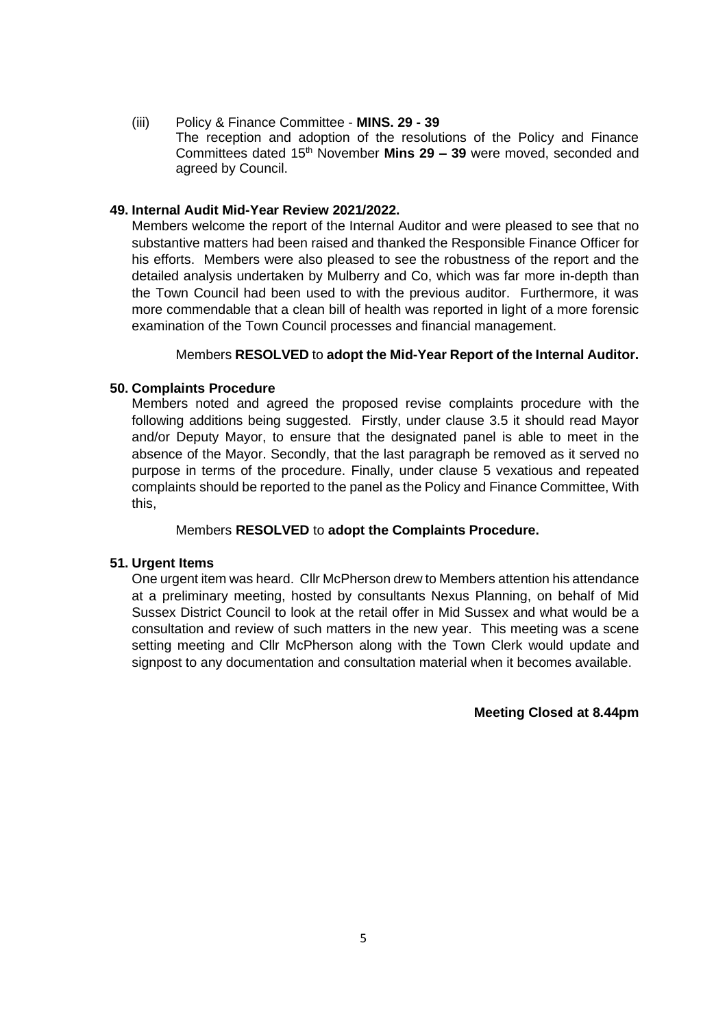(iii) Policy & Finance Committee - **MINS. 29 - 39**

The reception and adoption of the resolutions of the Policy and Finance Committees dated 15th November **Mins 29 – 39** were moved, seconded and agreed by Council.

**49. Internal Audit Mid-Year Review 2021/2022.**

Members welcome the report of the Internal Auditor and were pleased to see that no substantive matters had been raised and thanked the Responsible Finance Officer for his efforts. Members were also pleased to see the robustness of the report and the detailed analysis undertaken by Mulberry and Co, which was far more in-depth than the Town Council had been used to with the previous auditor. Furthermore, it was more commendable that a clean bill of health was reported in light of a more forensic examination of the Town Council processes and financial management.

Members **RESOLVED** to **adopt the Mid-Year Report of the Internal Auditor.**

**50. Complaints Procedure**

Members noted and agreed the proposed revise complaints procedure with the following additions being suggested. Firstly, under clause 3.5 it should read Mayor and/or Deputy Mayor, to ensure that the designated panel is able to meet in the absence of the Mayor. Secondly, that the last paragraph be removed as it served no purpose in terms of the procedure. Finally, under clause 5 vexatious and repeated complaints should be reported to the panel as the Policy and Finance Committee, With this,

Members **RESOLVED** to **adopt the Complaints Procedure.**

**51. Urgent Items**

One urgent item was heard. Cllr McPherson drew to Members attention his attendance at a preliminary meeting, hosted by consultants Nexus Planning, on behalf of Mid Sussex District Council to look at the retail offer in Mid Sussex and what would be a consultation and review of such matters in the new year. This meeting was a scene setting meeting and Cllr McPherson along with the Town Clerk would update and signpost to any documentation and consultation material when it becomes available.

**Meeting Closed at 8.44pm**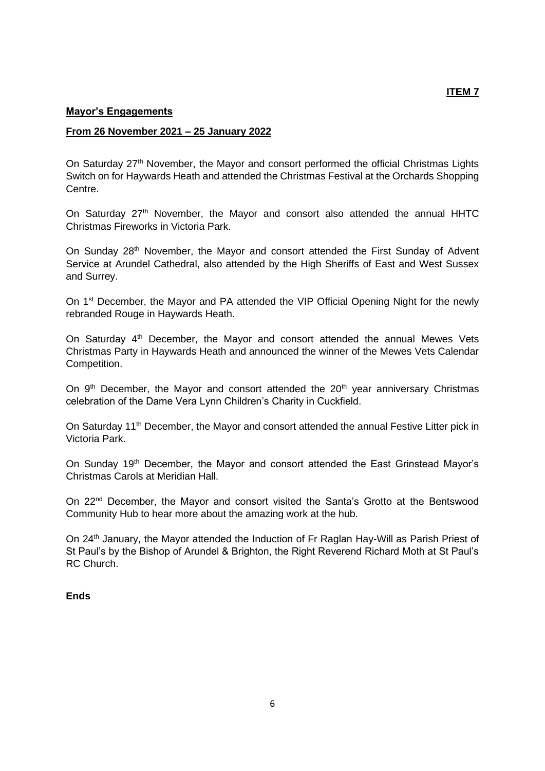**ITEM 7**

**Mayor's Engagements**

**From 26 November 2021 – 25 January 2022**

On Saturday 27th November, the Mayor and consort performed the official Christmas Lights Switch on for Haywards Heath and attended the Christmas Festival at the Orchards Shopping Centre.

On Saturday 27th November, the Mayor and consort also attended the annual HHTC Christmas Fireworks in Victoria Park.

On Sunday 28th November, the Mayor and consort attended the First Sunday of Advent Service at Arundel Cathedral, also attended by the High Sheriffs of East and West Sussex and Surrey.

On 1st December, the Mayor and PA attended the VIP Official Opening Night for the newly rebranded Rouge in Haywards Heath.

On Saturday 4th December, the Mayor and consort attended the annual Mewes Vets Christmas Party in Haywards Heath and announced the winner of the Mewes Vets Calendar Competition.

On 9th December, the Mayor and consort attended the 20th year anniversary Christmas celebration of the Dame Vera Lynn Children's Charity in Cuckfield.

On Saturday 11th December, the Mayor and consort attended the annual Festive Litter pick in Victoria Park.

On Sunday 19th December, the Mayor and consort attended the East Grinstead Mayor's Christmas Carols at Meridian Hall.

On 22nd December, the Mayor and consort visited the Santa's Grotto at the Bentswood Community Hub to hear more about the amazing work at the hub.

On 24th January, the Mayor attended the Induction of Fr Raglan Hay-Will as Parish Priest of St Paul's by the Bishop of Arundel & Brighton, the Right Reverend Richard Moth at St Paul's RC Church.

**Ends**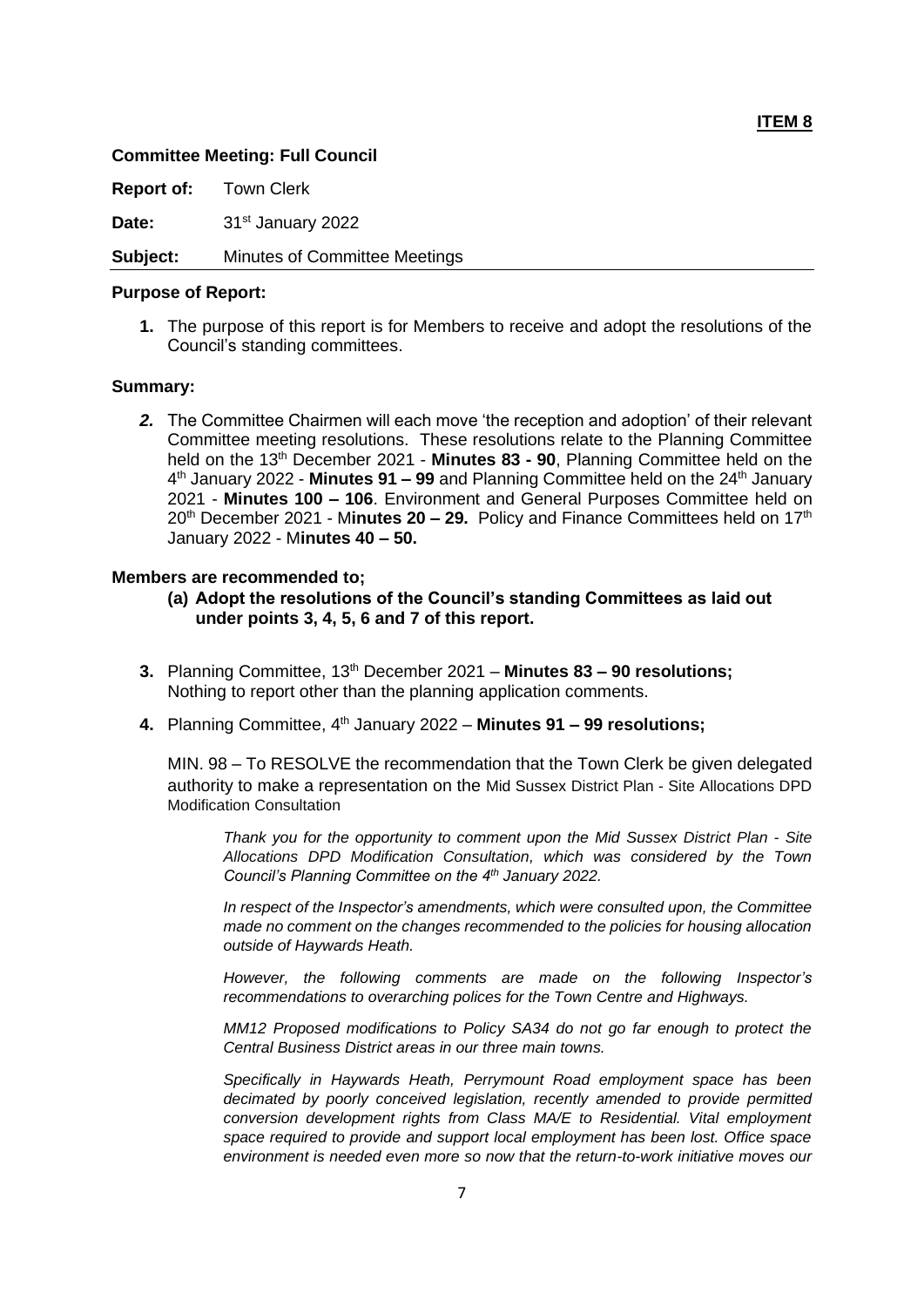**ITEM 8**

**Committee Meeting: Full Council**

**Report of:** Town Clerk

**Date:** 31st January 2022

**Subject:** Minutes of Committee Meetings

**Purpose of Report:**

1. The purpose of this report is for Members to receive and adopt the resolutions of the Council's standing committees.

**Summary:**

2. The Committee Chairmen will each move 'the reception and adoption' of their relevant Committee meeting resolutions. These resolutions relate to the Planning Committee held on the 13th December 2021 - **Minutes 83 - 90**, Planning Committee held on the 4th January 2022 - **Minutes 91 – 99** and Planning Committee held on the 24th January 2021 - **Minutes 100 – 106**. Environment and General Purposes Committee held on 20th December 2021 - M**inutes 20 – 29.** Policy and Finance Committees held on 17th January 2022 - M**inutes 40 – 50.**

**Members are recommended to;**

**(a) Adopt the resolutions of the Council's standing Committees as laid out under points 3, 4, 5, 6 and 7 of this report.**

3. Planning Committee, 13th December 2021 – **Minutes 83 – 90 resolutions;** Nothing to report other than the planning application comments.

4. Planning Committee, 4th January 2022 – **Minutes 91 – 99 resolutions;**

MIN. 98 – To RESOLVE the recommendation that the Town Clerk be given delegated authority to make a representation on the Mid Sussex District Plan - Site Allocations DPD Modification Consultation

> *Thank you for the opportunity to comment upon the Mid Sussex District Plan - Site Allocations DPD Modification Consultation, which was considered by the Town Council's Planning Committee on the 4th January 2022.*
>
> *In respect of the Inspector's amendments, which were consulted upon, the Committee made no comment on the changes recommended to the policies for housing allocation outside of Haywards Heath.*
>
> *However, the following comments are made on the following Inspector's recommendations to overarching polices for the Town Centre and Highways.*
>
> *MM12 Proposed modifications to Policy SA34 do not go far enough to protect the Central Business District areas in our three main towns.*
>
> *Specifically in Haywards Heath, Perrymount Road employment space has been decimated by poorly conceived legislation, recently amended to provide permitted conversion development rights from Class MA/E to Residential. Vital employment space required to provide and support local employment has been lost. Office space environment is needed even more so now that the return-to-work initiative moves our*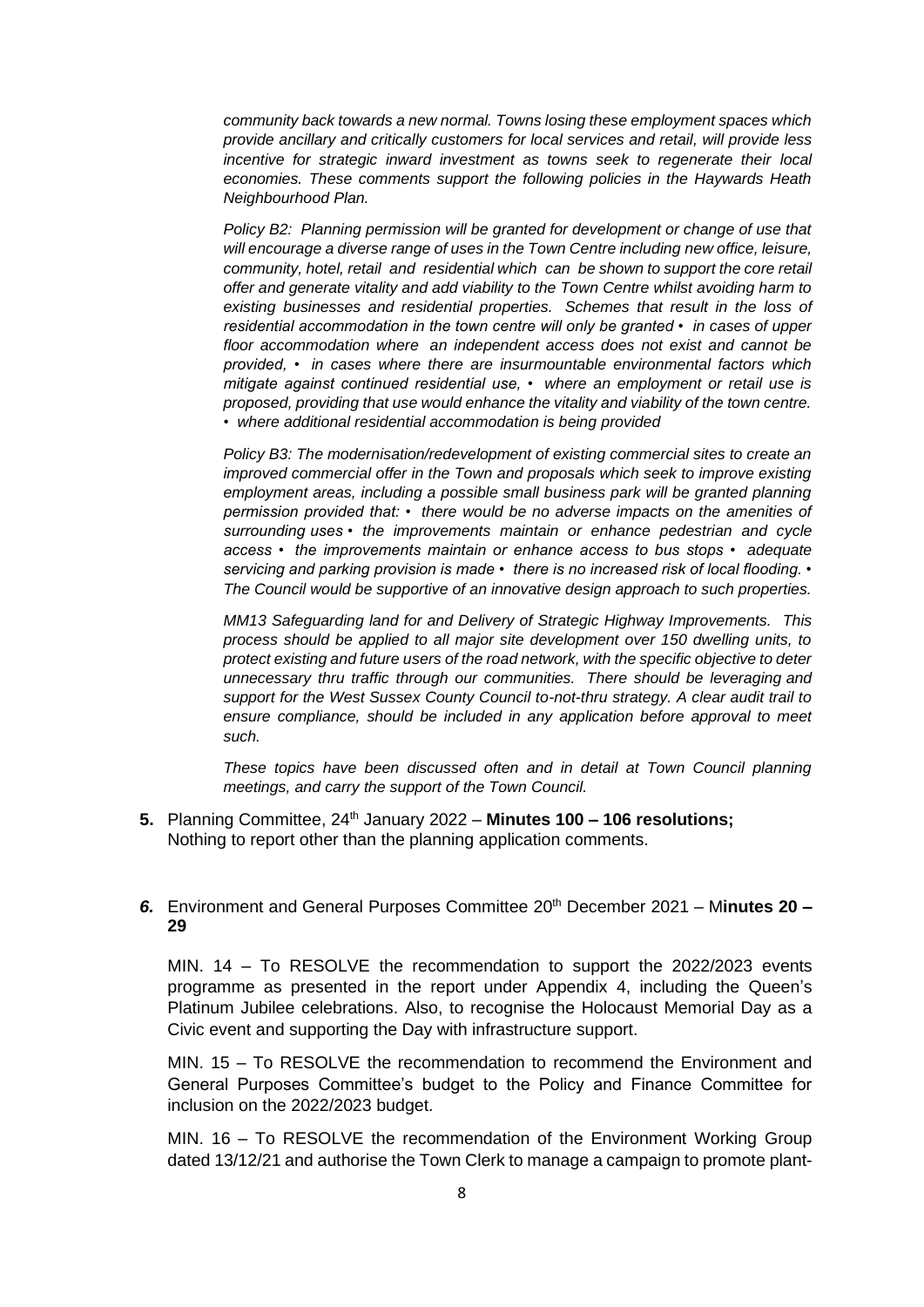*community back towards a new normal. Towns losing these employment spaces which provide ancillary and critically customers for local services and retail, will provide less incentive for strategic inward investment as towns seek to regenerate their local economies. These comments support the following policies in the Haywards Heath Neighbourhood Plan.*

*Policy B2: Planning permission will be granted for development or change of use that will encourage a diverse range of uses in the Town Centre including new office, leisure, community, hotel, retail and residential which can be shown to support the core retail offer and generate vitality and add viability to the Town Centre whilst avoiding harm to existing businesses and residential properties. Schemes that result in the loss of residential accommodation in the town centre will only be granted • in cases of upper floor accommodation where an independent access does not exist and cannot be provided, • in cases where there are insurmountable environmental factors which mitigate against continued residential use, • where an employment or retail use is proposed, providing that use would enhance the vitality and viability of the town centre. • where additional residential accommodation is being provided*

*Policy B3: The modernisation/redevelopment of existing commercial sites to create an improved commercial offer in the Town and proposals which seek to improve existing employment areas, including a possible small business park will be granted planning permission provided that: • there would be no adverse impacts on the amenities of surrounding uses • the improvements maintain or enhance pedestrian and cycle access • the improvements maintain or enhance access to bus stops • adequate servicing and parking provision is made • there is no increased risk of local flooding. • The Council would be supportive of an innovative design approach to such properties.*

*MM13 Safeguarding land for and Delivery of Strategic Highway Improvements. This process should be applied to all major site development over 150 dwelling units, to protect existing and future users of the road network, with the specific objective to deter unnecessary thru traffic through our communities. There should be leveraging and support for the West Sussex County Council to-not-thru strategy. A clear audit trail to ensure compliance, should be included in any application before approval to meet such.*

*These topics have been discussed often and in detail at Town Council planning meetings, and carry the support of the Town Council.*

**5.** Planning Committee, 24th January 2022 – **Minutes 100 – 106 resolutions;**
Nothing to report other than the planning application comments.

***6.*** Environment and General Purposes Committee 20th December 2021 – M**inutes 20 – 29**

MIN. 14 – To RESOLVE the recommendation to support the 2022/2023 events programme as presented in the report under Appendix 4, including the Queen's Platinum Jubilee celebrations. Also, to recognise the Holocaust Memorial Day as a Civic event and supporting the Day with infrastructure support.

MIN. 15 – To RESOLVE the recommendation to recommend the Environment and General Purposes Committee's budget to the Policy and Finance Committee for inclusion on the 2022/2023 budget.

MIN. 16 – To RESOLVE the recommendation of the Environment Working Group dated 13/12/21 and authorise the Town Clerk to manage a campaign to promote plant-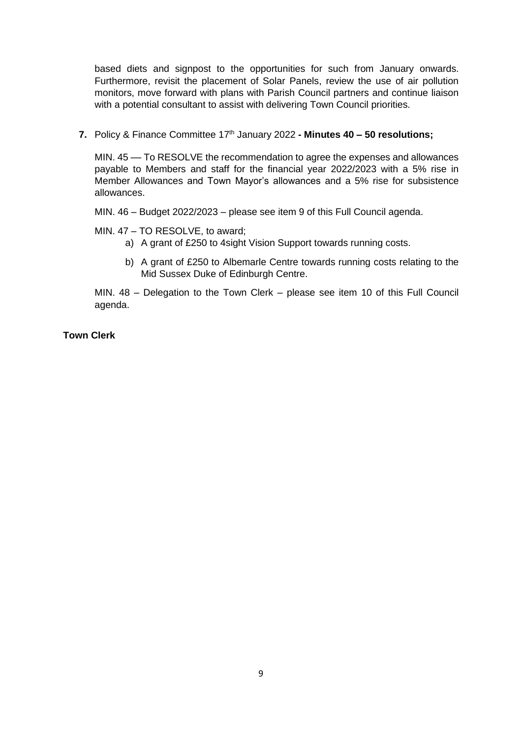based diets and signpost to the opportunities for such from January onwards. Furthermore, revisit the placement of Solar Panels, review the use of air pollution monitors, move forward with plans with Parish Council partners and continue liaison with a potential consultant to assist with delivering Town Council priorities.

**7.** Policy & Finance Committee 17th January 2022 **- Minutes 40 – 50 resolutions;**

MIN. 45 –– To RESOLVE the recommendation to agree the expenses and allowances payable to Members and staff for the financial year 2022/2023 with a 5% rise in Member Allowances and Town Mayor's allowances and a 5% rise for subsistence allowances.

MIN. 46 – Budget 2022/2023 – please see item 9 of this Full Council agenda.

MIN. 47 – TO RESOLVE, to award;

a) A grant of £250 to 4sight Vision Support towards running costs.

b) A grant of £250 to Albemarle Centre towards running costs relating to the Mid Sussex Duke of Edinburgh Centre.

MIN. 48 – Delegation to the Town Clerk – please see item 10 of this Full Council agenda.

**Town Clerk**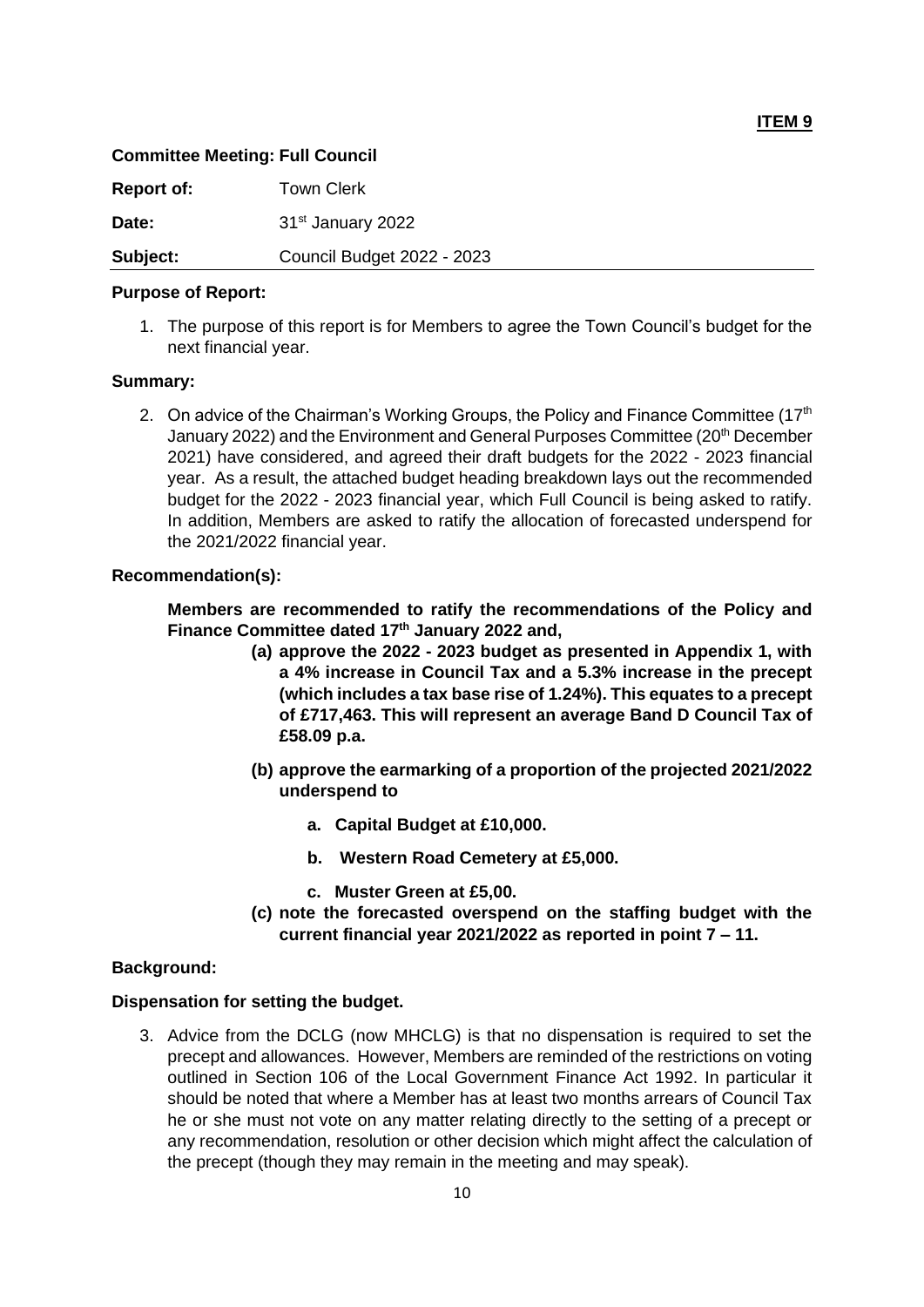**ITEM 9**

**Committee Meeting: Full Council**

**Report of:** Town Clerk

**Date:** 31st January 2022

**Subject:** Council Budget 2022 - 2023

**Purpose of Report:**

1. The purpose of this report is for Members to agree the Town Council's budget for the next financial year.

**Summary:**

2. On advice of the Chairman's Working Groups, the Policy and Finance Committee (17th January 2022) and the Environment and General Purposes Committee (20th December 2021) have considered, and agreed their draft budgets for the 2022 - 2023 financial year. As a result, the attached budget heading breakdown lays out the recommended budget for the 2022 - 2023 financial year, which Full Council is being asked to ratify. In addition, Members are asked to ratify the allocation of forecasted underspend for the 2021/2022 financial year.

**Recommendation(s):**

**Members are recommended to ratify the recommendations of the Policy and Finance Committee dated 17th January 2022 and,**

**(a) approve the 2022 - 2023 budget as presented in Appendix 1, with a 4% increase in Council Tax and a 5.3% increase in the precept (which includes a tax base rise of 1.24%). This equates to a precept of £717,463. This will represent an average Band D Council Tax of £58.09 p.a.**

**(b) approve the earmarking of a proportion of the projected 2021/2022 underspend to**

   **a. Capital Budget at £10,000.**

   **b. Western Road Cemetery at £5,000.**

   **c. Muster Green at £5,00.**

**(c) note the forecasted overspend on the staffing budget with the current financial year 2021/2022 as reported in point 7 – 11.**

**Background:**

**Dispensation for setting the budget.**

3. Advice from the DCLG (now MHCLG) is that no dispensation is required to set the precept and allowances. However, Members are reminded of the restrictions on voting outlined in Section 106 of the Local Government Finance Act 1992. In particular it should be noted that where a Member has at least two months arrears of Council Tax he or she must not vote on any matter relating directly to the setting of a precept or any recommendation, resolution or other decision which might affect the calculation of the precept (though they may remain in the meeting and may speak).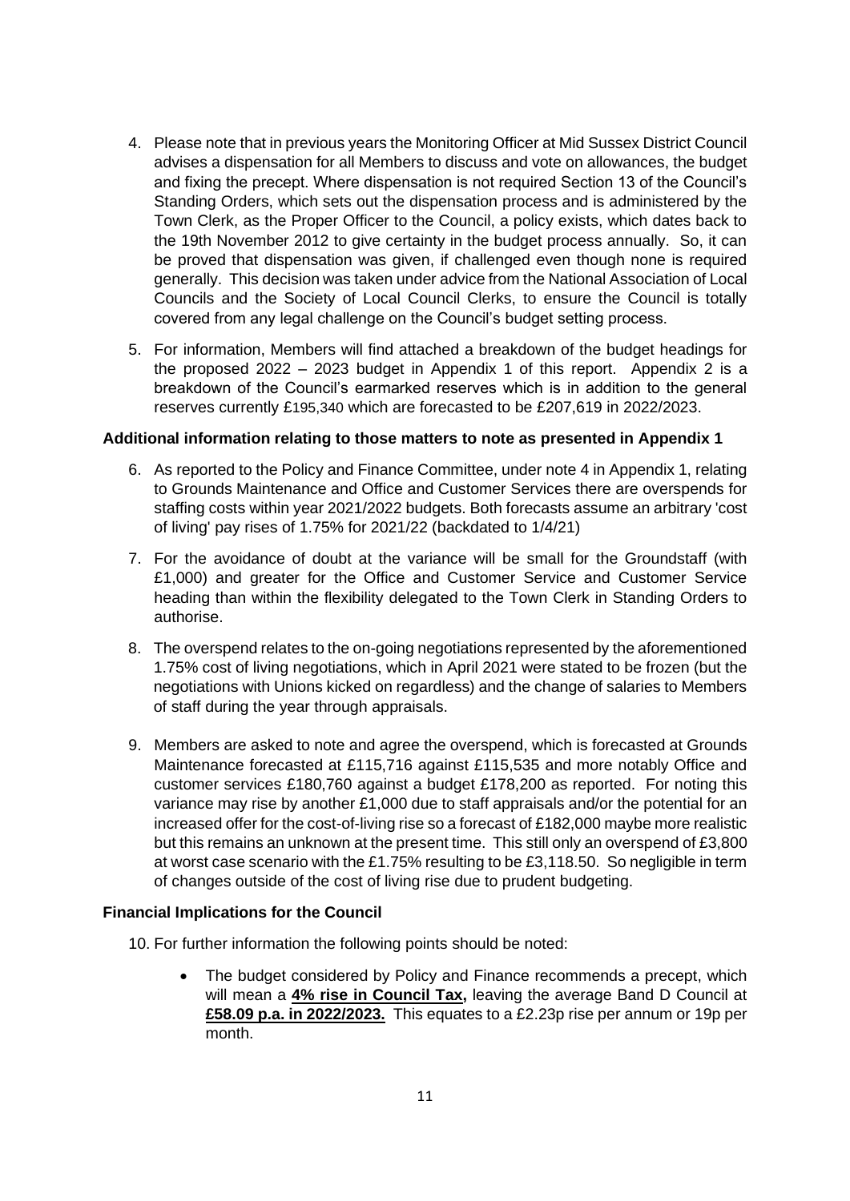4. Please note that in previous years the Monitoring Officer at Mid Sussex District Council advises a dispensation for all Members to discuss and vote on allowances, the budget and fixing the precept. Where dispensation is not required Section 13 of the Council's Standing Orders, which sets out the dispensation process and is administered by the Town Clerk, as the Proper Officer to the Council, a policy exists, which dates back to the 19th November 2012 to give certainty in the budget process annually. So, it can be proved that dispensation was given, if challenged even though none is required generally. This decision was taken under advice from the National Association of Local Councils and the Society of Local Council Clerks, to ensure the Council is totally covered from any legal challenge on the Council's budget setting process.

5. For information, Members will find attached a breakdown of the budget headings for the proposed 2022 – 2023 budget in Appendix 1 of this report. Appendix 2 is a breakdown of the Council's earmarked reserves which is in addition to the general reserves currently £195,340 which are forecasted to be £207,619 in 2022/2023.

**Additional information relating to those matters to note as presented in Appendix 1**

6. As reported to the Policy and Finance Committee, under note 4 in Appendix 1, relating to Grounds Maintenance and Office and Customer Services there are overspends for staffing costs within year 2021/2022 budgets. Both forecasts assume an arbitrary 'cost of living' pay rises of 1.75% for 2021/22 (backdated to 1/4/21)

7. For the avoidance of doubt at the variance will be small for the Groundstaff (with £1,000) and greater for the Office and Customer Service and Customer Service heading than within the flexibility delegated to the Town Clerk in Standing Orders to authorise.

8. The overspend relates to the on-going negotiations represented by the aforementioned 1.75% cost of living negotiations, which in April 2021 were stated to be frozen (but the negotiations with Unions kicked on regardless) and the change of salaries to Members of staff during the year through appraisals.

9. Members are asked to note and agree the overspend, which is forecasted at Grounds Maintenance forecasted at £115,716 against £115,535 and more notably Office and customer services £180,760 against a budget £178,200 as reported. For noting this variance may rise by another £1,000 due to staff appraisals and/or the potential for an increased offer for the cost-of-living rise so a forecast of £182,000 maybe more realistic but this remains an unknown at the present time. This still only an overspend of £3,800 at worst case scenario with the £1.75% resulting to be £3,118.50. So negligible in term of changes outside of the cost of living rise due to prudent budgeting.

**Financial Implications for the Council**

10. For further information the following points should be noted:

    - The budget considered by Policy and Finance recommends a precept, which will mean a **4% rise in Council Tax,** leaving the average Band D Council at **£58.09 p.a. in 2022/2023.** This equates to a £2.23p rise per annum or 19p per month.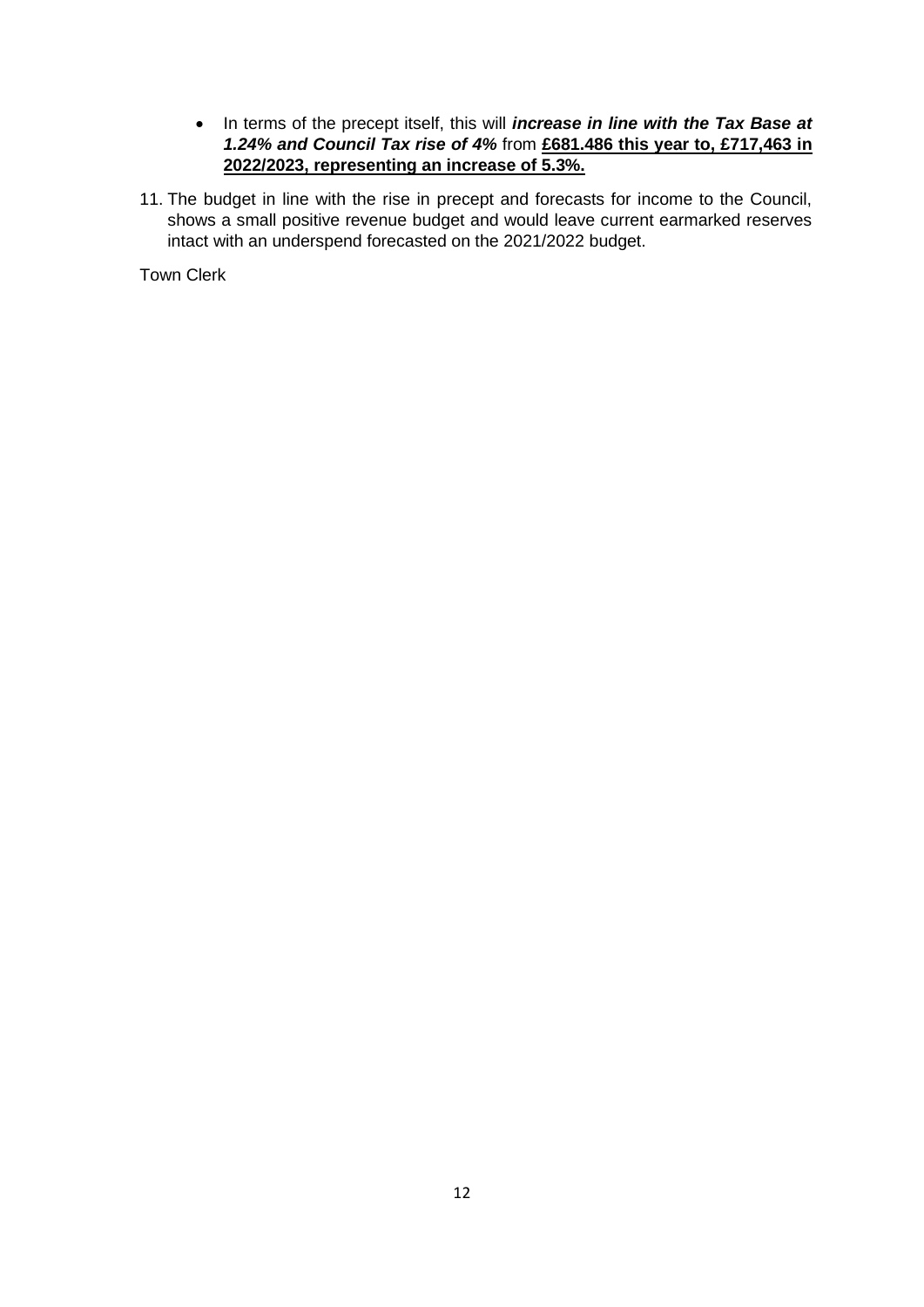- In terms of the precept itself, this will ***increase in line with the Tax Base at 1.24% and Council Tax rise of 4%*** from **£681.486 this year to, £717,463 in 2022/2023, representing an increase of 5.3%.**

11. The budget in line with the rise in precept and forecasts for income to the Council, shows a small positive revenue budget and would leave current earmarked reserves intact with an underspend forecasted on the 2021/2022 budget.

Town Clerk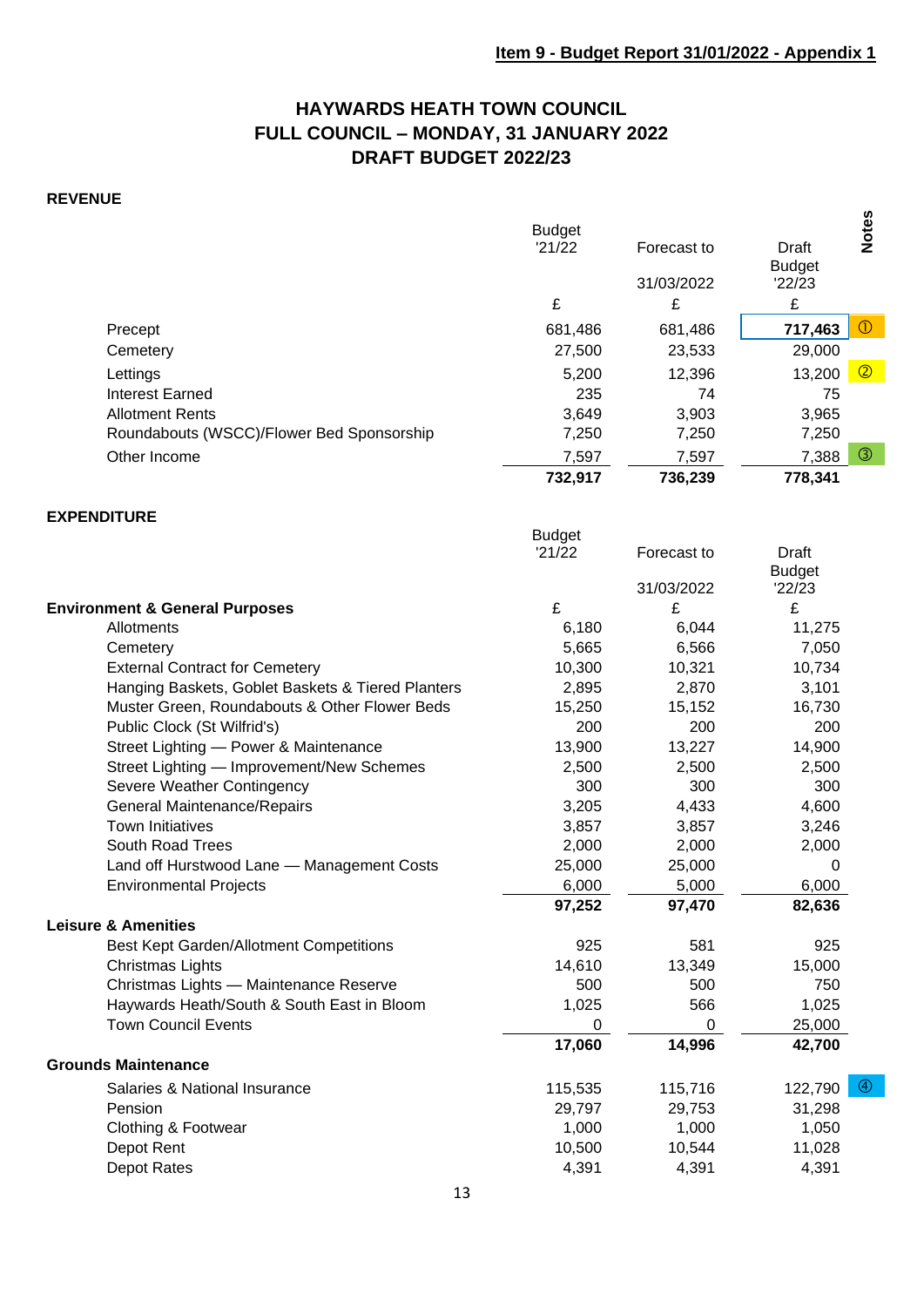**Item 9 - Budget Report 31/01/2022 - Appendix 1**

# HAYWARDS HEATH TOWN COUNCIL
## FULL COUNCIL – MONDAY, 31 JANUARY 2022
## DRAFT BUDGET 2022/23

### REVENUE

| | Budget '21/22 | Forecast to 31/03/2022 | Draft Budget '22/23 | Notes |
|---|---|---|---|---|
| | £ | £ | £ | |
| Precept | 681,486 | 681,486 | **717,463** | ① |
| Cemetery | 27,500 | 23,533 | 29,000 | |
| Lettings | 5,200 | 12,396 | 13,200 | ② |
| Interest Earned | 235 | 74 | 75 | |
| Allotment Rents | 3,649 | 3,903 | 3,965 | |
| Roundabouts (WSCC)/Flower Bed Sponsorship | 7,250 | 7,250 | 7,250 | |
| Other Income | 7,597 | 7,597 | 7,388 | ③ |
| | **732,917** | **736,239** | **778,341** | |

### EXPENDITURE

| | Budget '21/22 | Forecast to 31/03/2022 | Draft Budget '22/23 | Notes |
|---|---|---|---|---|
| **Environment & General Purposes** | £ | £ | £ | |
| Allotments | 6,180 | 6,044 | 11,275 | |
| Cemetery | 5,665 | 6,566 | 7,050 | |
| External Contract for Cemetery | 10,300 | 10,321 | 10,734 | |
| Hanging Baskets, Goblet Baskets & Tiered Planters | 2,895 | 2,870 | 3,101 | |
| Muster Green, Roundabouts & Other Flower Beds | 15,250 | 15,152 | 16,730 | |
| Public Clock (St Wilfrid's) | 200 | 200 | 200 | |
| Street Lighting — Power & Maintenance | 13,900 | 13,227 | 14,900 | |
| Street Lighting — Improvement/New Schemes | 2,500 | 2,500 | 2,500 | |
| Severe Weather Contingency | 300 | 300 | 300 | |
| General Maintenance/Repairs | 3,205 | 4,433 | 4,600 | |
| Town Initiatives | 3,857 | 3,857 | 3,246 | |
| South Road Trees | 2,000 | 2,000 | 2,000 | |
| Land off Hurstwood Lane — Management Costs | 25,000 | 25,000 | 0 | |
| Environmental Projects | 6,000 | 5,000 | 6,000 | |
| | **97,252** | **97,470** | **82,636** | |
| **Leisure & Amenities** | | | | |
| Best Kept Garden/Allotment Competitions | 925 | 581 | 925 | |
| Christmas Lights | 14,610 | 13,349 | 15,000 | |
| Christmas Lights — Maintenance Reserve | 500 | 500 | 750 | |
| Haywards Heath/South & South East in Bloom | 1,025 | 566 | 1,025 | |
| Town Council Events | 0 | 0 | 25,000 | |
| | **17,060** | **14,996** | **42,700** | |
| **Grounds Maintenance** | | | | |
| Salaries & National Insurance | 115,535 | 115,716 | 122,790 | ④ |
| Pension | 29,797 | 29,753 | 31,298 | |
| Clothing & Footwear | 1,000 | 1,000 | 1,050 | |
| Depot Rent | 10,500 | 10,544 | 11,028 | |
| Depot Rates | 4,391 | 4,391 | 4,391 | |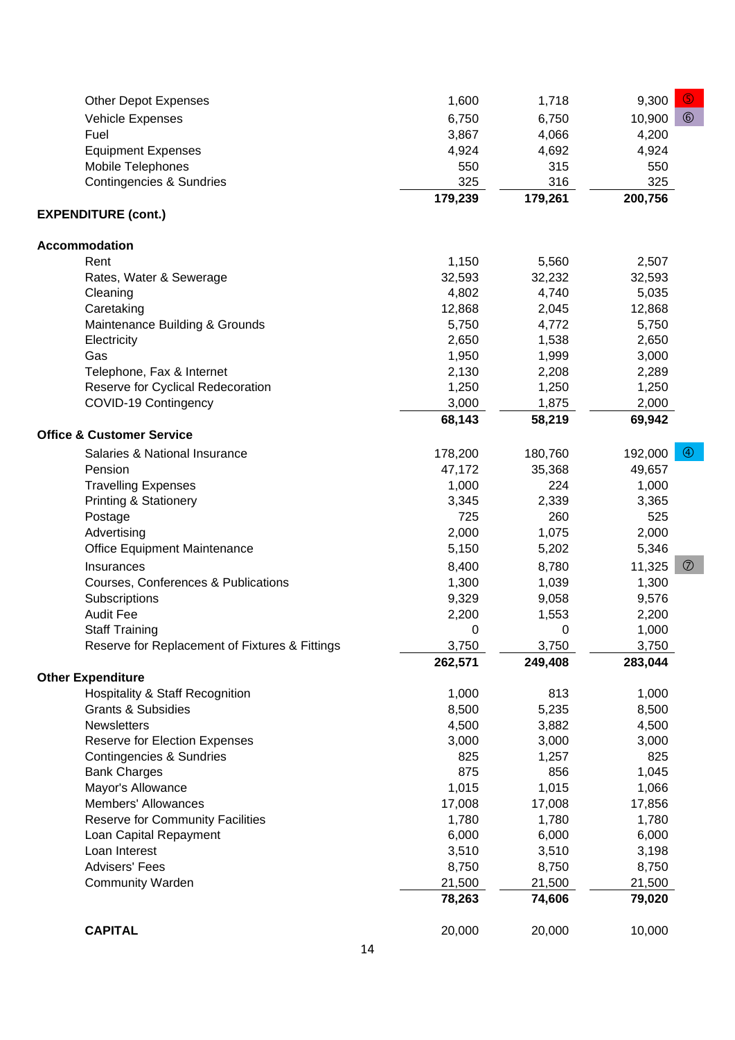| | | | | |
|---|---|---|---|---|
| Other Depot Expenses | 1,600 | 1,718 | 9,300 | ⑤ |
| Vehicle Expenses | 6,750 | 6,750 | 10,900 | ⑥ |
| Fuel | 3,867 | 4,066 | 4,200 | |
| Equipment Expenses | 4,924 | 4,692 | 4,924 | |
| Mobile Telephones | 550 | 315 | 550 | |
| Contingencies & Sundries | 325 | 316 | 325 | |
| | **179,239** | **179,261** | **200,756** | |
| **EXPENDITURE (cont.)** | | | | |
| **Accommodation** | | | | |
| Rent | 1,150 | 5,560 | 2,507 | |
| Rates, Water & Sewerage | 32,593 | 32,232 | 32,593 | |
| Cleaning | 4,802 | 4,740 | 5,035 | |
| Caretaking | 12,868 | 2,045 | 12,868 | |
| Maintenance Building & Grounds | 5,750 | 4,772 | 5,750 | |
| Electricity | 2,650 | 1,538 | 2,650 | |
| Gas | 1,950 | 1,999 | 3,000 | |
| Telephone, Fax & Internet | 2,130 | 2,208 | 2,289 | |
| Reserve for Cyclical Redecoration | 1,250 | 1,250 | 1,250 | |
| COVID-19 Contingency | 3,000 | 1,875 | 2,000 | |
| | **68,143** | **58,219** | **69,942** | |
| **Office & Customer Service** | | | | |
| Salaries & National Insurance | 178,200 | 180,760 | 192,000 | ④ |
| Pension | 47,172 | 35,368 | 49,657 | |
| Travelling Expenses | 1,000 | 224 | 1,000 | |
| Printing & Stationery | 3,345 | 2,339 | 3,365 | |
| Postage | 725 | 260 | 525 | |
| Advertising | 2,000 | 1,075 | 2,000 | |
| Office Equipment Maintenance | 5,150 | 5,202 | 5,346 | |
| Insurances | 8,400 | 8,780 | 11,325 | ⑦ |
| Courses, Conferences & Publications | 1,300 | 1,039 | 1,300 | |
| Subscriptions | 9,329 | 9,058 | 9,576 | |
| Audit Fee | 2,200 | 1,553 | 2,200 | |
| Staff Training | 0 | 0 | 1,000 | |
| Reserve for Replacement of Fixtures & Fittings | 3,750 | 3,750 | 3,750 | |
| | **262,571** | **249,408** | **283,044** | |
| **Other Expenditure** | | | | |
| Hospitality & Staff Recognition | 1,000 | 813 | 1,000 | |
| Grants & Subsidies | 8,500 | 5,235 | 8,500 | |
| Newsletters | 4,500 | 3,882 | 4,500 | |
| Reserve for Election Expenses | 3,000 | 3,000 | 3,000 | |
| Contingencies & Sundries | 825 | 1,257 | 825 | |
| Bank Charges | 875 | 856 | 1,045 | |
| Mayor's Allowance | 1,015 | 1,015 | 1,066 | |
| Members' Allowances | 17,008 | 17,008 | 17,856 | |
| Reserve for Community Facilities | 1,780 | 1,780 | 1,780 | |
| Loan Capital Repayment | 6,000 | 6,000 | 6,000 | |
| Loan Interest | 3,510 | 3,510 | 3,198 | |
| Advisers' Fees | 8,750 | 8,750 | 8,750 | |
| Community Warden | 21,500 | 21,500 | 21,500 | |
| | **78,263** | **74,606** | **79,020** | |
| **CAPITAL** | 20,000 | 20,000 | 10,000 | |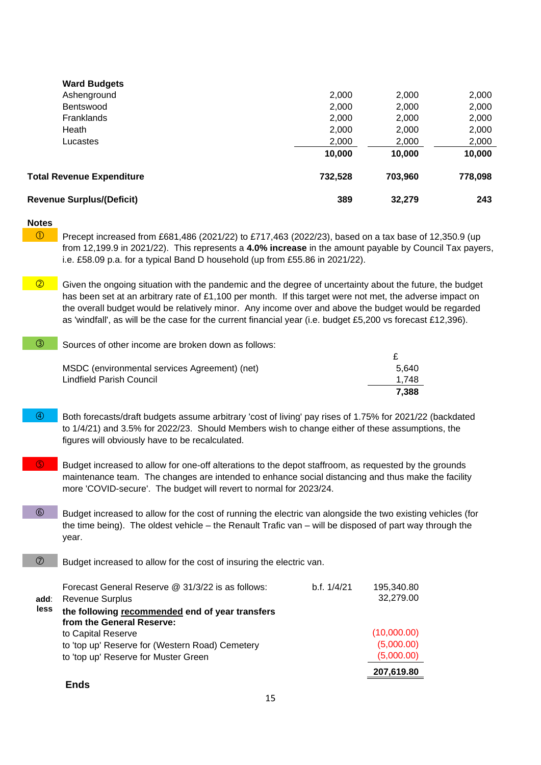| | | | |
|---|---|---|---|
| **Ward Budgets** | | | |
| Ashenground | 2,000 | 2,000 | 2,000 |
| Bentswood | 2,000 | 2,000 | 2,000 |
| Franklands | 2,000 | 2,000 | 2,000 |
| Heath | 2,000 | 2,000 | 2,000 |
| Lucastes | 2,000 | 2,000 | 2,000 |
| | **10,000** | **10,000** | **10,000** |
| **Total Revenue Expenditure** | **732,528** | **703,960** | **778,098** |
| **Revenue Surplus/(Deficit)** | **389** | **32,279** | **243** |

**Notes**

① Precept increased from £681,486 (2021/22) to £717,463 (2022/23), based on a tax base of 12,350.9 (up from 12,199.9 in 2021/22). This represents a **4.0% increase** in the amount payable by Council Tax payers, i.e. £58.09 p.a. for a typical Band D household (up from £55.86 in 2021/22).

② Given the ongoing situation with the pandemic and the degree of uncertainty about the future, the budget has been set at an arbitrary rate of £1,100 per month. If this target were not met, the adverse impact on the overall budget would be relatively minor. Any income over and above the budget would be regarded as 'windfall', as will be the case for the current financial year (i.e. budget £5,200 vs forecast £12,396).

③ Sources of other income are broken down as follows:

| | £ |
|---|---|
| MSDC (environmental services Agreement) (net) | 5,640 |
| Lindfield Parish Council | 1,748 |
| | **7,388** |

④ Both forecasts/draft budgets assume arbitrary 'cost of living' pay rises of 1.75% for 2021/22 (backdated to 1/4/21) and 3.5% for 2022/23. Should Members wish to change either of these assumptions, the figures will obviously have to be recalculated.

⑤ Budget increased to allow for one-off alterations to the depot staffroom, as requested by the grounds maintenance team. The changes are intended to enhance social distancing and thus make the facility more 'COVID-secure'. The budget will revert to normal for 2023/24.

⑥ Budget increased to allow for the cost of running the electric van alongside the two existing vehicles (for the time being). The oldest vehicle – the Renault Trafic van – will be disposed of part way through the year.

⑦ Budget increased to allow for the cost of insuring the electric van.

| | | | |
|---|---|---|---|
| | Forecast General Reserve @ 31/3/22 is as follows: | b.f. 1/4/21 | 195,340.80 |
| **add**: | Revenue Surplus | | 32,279.00 |
| **less** | **the following <u>recommended</u> end of year transfers from the General Reserve:** | | |
| | to Capital Reserve | | (10,000.00) |
| | to 'top up' Reserve for (Western Road) Cemetery | | (5,000.00) |
| | to 'top up' Reserve for Muster Green | | (5,000.00) |
| | | | **207,619.80** |

**Ends**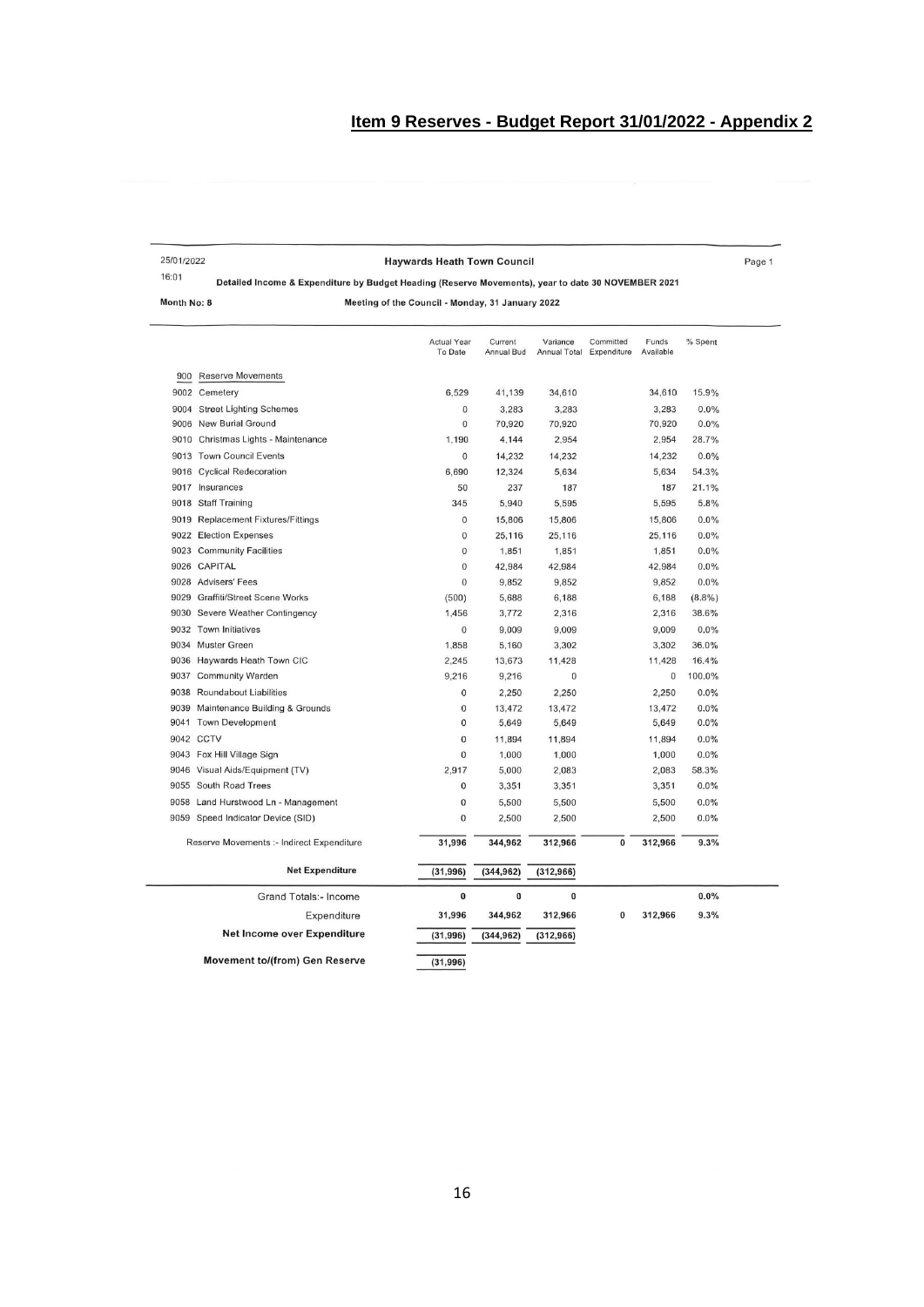# Item 9 Reserves - Budget Report 31/01/2022 - Appendix 2

25/01/2022
16:01

**Haywards Heath Town Council**

Page 1

**Detailed Income & Expenditure by Budget Heading (Reserve Movements), year to date 30 NOVEMBER 2021**

**Month No: 8**

**Meeting of the Council - Monday, 31 January 2022**

| | Actual Year To Date | Current Annual Bud | Variance Annual Total | Committed Expenditure | Funds Available | % Spent |
|---|---|---|---|---|---|---|
| 900 Reserve Movements | | | | | | |
| 9002 Cemetery | 6,529 | 41,139 | 34,610 | | 34,610 | 15.9% |
| 9004 Street Lighting Schemes | 0 | 3,283 | 3,283 | | 3,283 | 0.0% |
| 9006 New Burial Ground | 0 | 70,920 | 70,920 | | 70,920 | 0.0% |
| 9010 Christmas Lights - Maintenance | 1,190 | 4,144 | 2,954 | | 2,954 | 28.7% |
| 9013 Town Council Events | 0 | 14,232 | 14,232 | | 14,232 | 0.0% |
| 9016 Cyclical Redecoration | 6,690 | 12,324 | 5,634 | | 5,634 | 54.3% |
| 9017 Insurances | 50 | 237 | 187 | | 187 | 21.1% |
| 9018 Staff Training | 345 | 5,940 | 5,595 | | 5,595 | 5.8% |
| 9019 Replacement Fixtures/Fittings | 0 | 15,806 | 15,806 | | 15,806 | 0.0% |
| 9022 Election Expenses | 0 | 25,116 | 25,116 | | 25,116 | 0.0% |
| 9023 Community Facilities | 0 | 1,851 | 1,851 | | 1,851 | 0.0% |
| 9026 CAPITAL | 0 | 42,984 | 42,984 | | 42,984 | 0.0% |
| 9028 Advisers' Fees | 0 | 9,852 | 9,852 | | 9,852 | 0.0% |
| 9029 Graffiti/Street Scene Works | (500) | 5,688 | 6,188 | | 6,188 | (8.8%) |
| 9030 Severe Weather Contingency | 1,456 | 3,772 | 2,316 | | 2,316 | 38.6% |
| 9032 Town Initiatives | 0 | 9,009 | 9,009 | | 9,009 | 0.0% |
| 9034 Muster Green | 1,858 | 5,160 | 3,302 | | 3,302 | 36.0% |
| 9036 Haywards Heath Town CIC | 2,245 | 13,673 | 11,428 | | 11,428 | 16.4% |
| 9037 Community Warden | 9,216 | 9,216 | 0 | | 0 | 100.0% |
| 9038 Roundabout Liabilities | 0 | 2,250 | 2,250 | | 2,250 | 0.0% |
| 9039 Maintenance Building & Grounds | 0 | 13,472 | 13,472 | | 13,472 | 0.0% |
| 9041 Town Development | 0 | 5,649 | 5,649 | | 5,649 | 0.0% |
| 9042 CCTV | 0 | 11,894 | 11,894 | | 11,894 | 0.0% |
| 9043 Fox Hill Village Sign | 0 | 1,000 | 1,000 | | 1,000 | 0.0% |
| 9046 Visual Aids/Equipment (TV) | 2,917 | 5,000 | 2,083 | | 2,083 | 58.3% |
| 9055 South Road Trees | 0 | 3,351 | 3,351 | | 3,351 | 0.0% |
| 9058 Land Hurstwood Ln - Management | 0 | 5,500 | 5,500 | | 5,500 | 0.0% |
| 9059 Speed Indicator Device (SID) | 0 | 2,500 | 2,500 | | 2,500 | 0.0% |
| Reserve Movements :- Indirect Expenditure | **31,996** | **344,962** | **312,966** | **0** | **312,966** | **9.3%** |
| **Net Expenditure** | **(31,996)** | **(344,962)** | **(312,966)** | | | |
| Grand Totals:- Income | **0** | **0** | **0** | | | **0.0%** |
| Expenditure | **31,996** | **344,962** | **312,966** | **0** | **312,966** | **9.3%** |
| **Net Income over Expenditure** | **(31,996)** | **(344,962)** | **(312,966)** | | | |
| **Movement to/(from) Gen Reserve** | **(31,996)** | | | | | |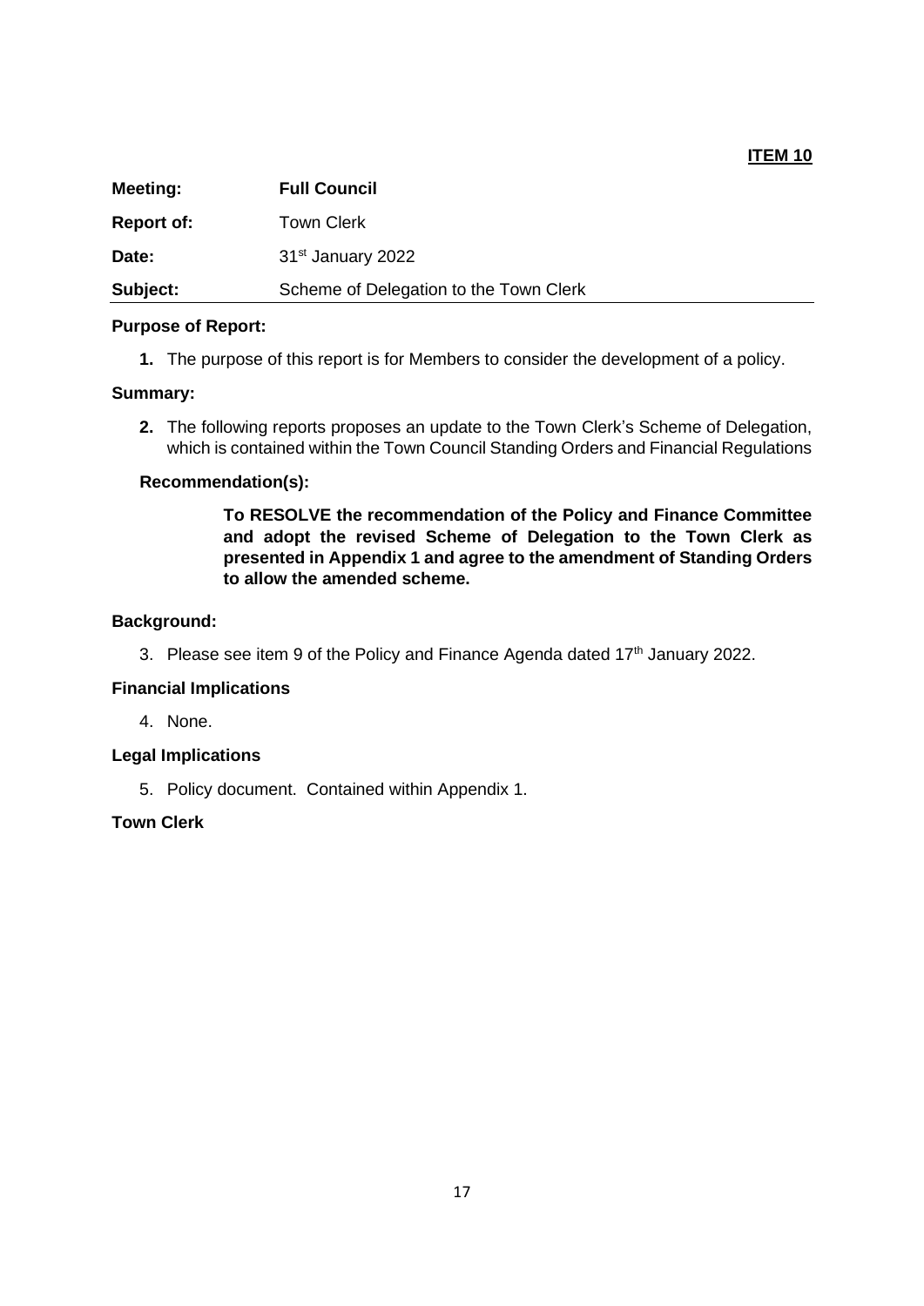**ITEM 10**

| | |
|---|---|
| **Meeting:** | **Full Council** |
| **Report of:** | Town Clerk |
| **Date:** | 31st January 2022 |
| **Subject:** | Scheme of Delegation to the Town Clerk |

**Purpose of Report:**

1. The purpose of this report is for Members to consider the development of a policy.

**Summary:**

2. The following reports proposes an update to the Town Clerk's Scheme of Delegation, which is contained within the Town Council Standing Orders and Financial Regulations

**Recommendation(s):**

> **To RESOLVE the recommendation of the Policy and Finance Committee and adopt the revised Scheme of Delegation to the Town Clerk as presented in Appendix 1 and agree to the amendment of Standing Orders to allow the amended scheme.**

**Background:**

3. Please see item 9 of the Policy and Finance Agenda dated 17th January 2022.

**Financial Implications**

4. None.

**Legal Implications**

5. Policy document. Contained within Appendix 1.

**Town Clerk**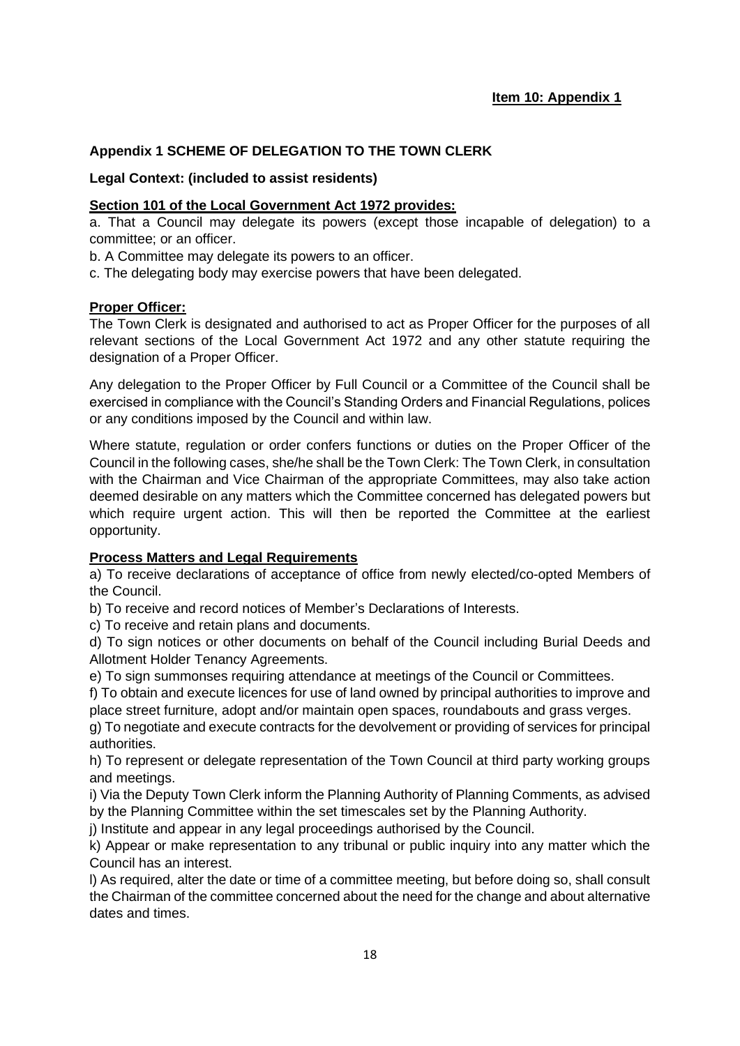**Item 10: Appendix 1**

**Appendix 1 SCHEME OF DELEGATION TO THE TOWN CLERK**

**Legal Context: (included to assist residents)**

**Section 101 of the Local Government Act 1972 provides:**

a. That a Council may delegate its powers (except those incapable of delegation) to a committee; or an officer.

b. A Committee may delegate its powers to an officer.

c. The delegating body may exercise powers that have been delegated.

**Proper Officer:**

The Town Clerk is designated and authorised to act as Proper Officer for the purposes of all relevant sections of the Local Government Act 1972 and any other statute requiring the designation of a Proper Officer.

Any delegation to the Proper Officer by Full Council or a Committee of the Council shall be exercised in compliance with the Council's Standing Orders and Financial Regulations, polices or any conditions imposed by the Council and within law.

Where statute, regulation or order confers functions or duties on the Proper Officer of the Council in the following cases, she/he shall be the Town Clerk: The Town Clerk, in consultation with the Chairman and Vice Chairman of the appropriate Committees, may also take action deemed desirable on any matters which the Committee concerned has delegated powers but which require urgent action. This will then be reported the Committee at the earliest opportunity.

**Process Matters and Legal Requirements**

a) To receive declarations of acceptance of office from newly elected/co-opted Members of the Council.

b) To receive and record notices of Member's Declarations of Interests.

c) To receive and retain plans and documents.

d) To sign notices or other documents on behalf of the Council including Burial Deeds and Allotment Holder Tenancy Agreements.

e) To sign summonses requiring attendance at meetings of the Council or Committees.

f) To obtain and execute licences for use of land owned by principal authorities to improve and place street furniture, adopt and/or maintain open spaces, roundabouts and grass verges.

g) To negotiate and execute contracts for the devolvement or providing of services for principal authorities.

h) To represent or delegate representation of the Town Council at third party working groups and meetings.

i) Via the Deputy Town Clerk inform the Planning Authority of Planning Comments, as advised by the Planning Committee within the set timescales set by the Planning Authority.

j) Institute and appear in any legal proceedings authorised by the Council.

k) Appear or make representation to any tribunal or public inquiry into any matter which the Council has an interest.

l) As required, alter the date or time of a committee meeting, but before doing so, shall consult the Chairman of the committee concerned about the need for the change and about alternative dates and times.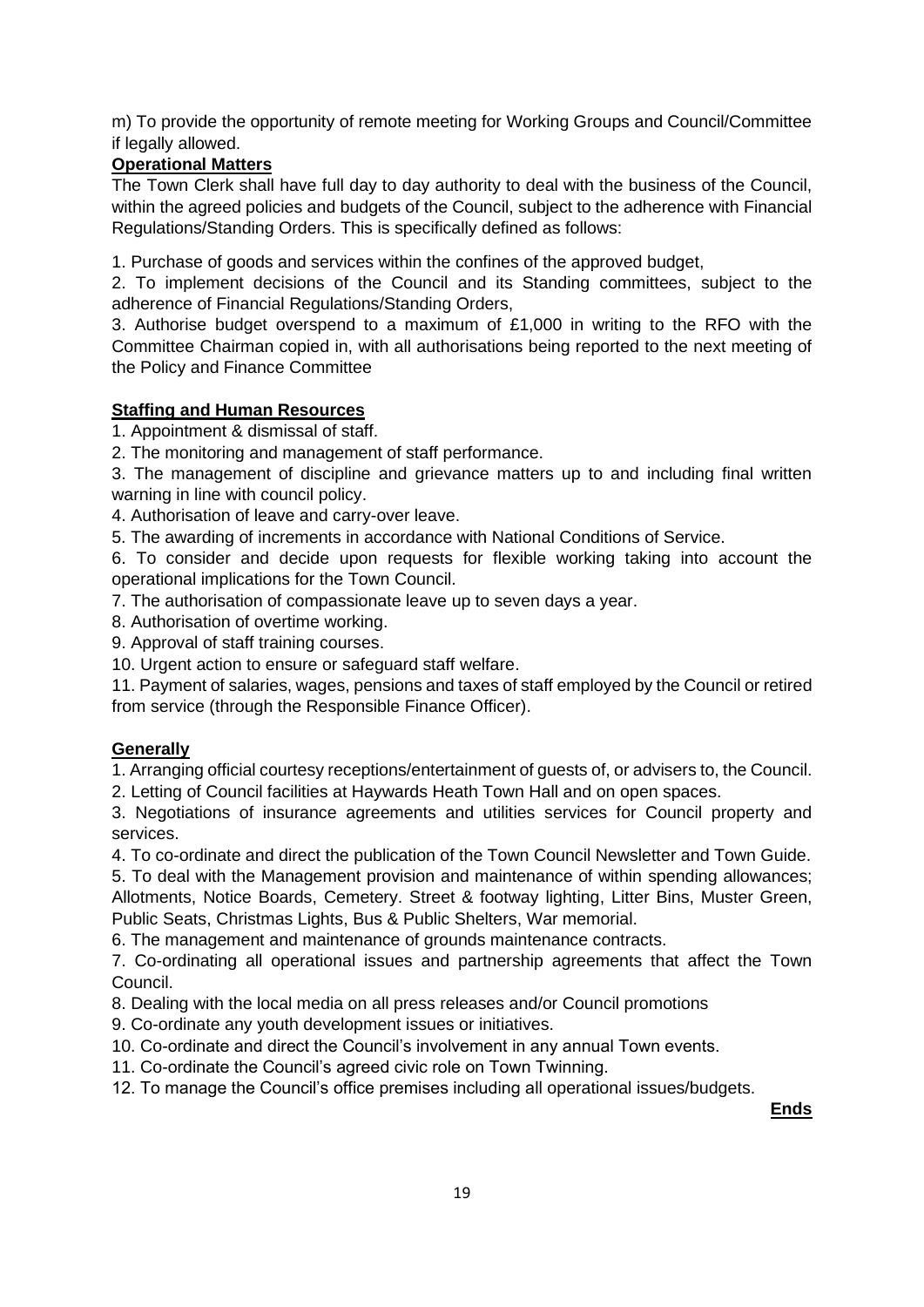m) To provide the opportunity of remote meeting for Working Groups and Council/Committee if legally allowed.

**Operational Matters**

The Town Clerk shall have full day to day authority to deal with the business of the Council, within the agreed policies and budgets of the Council, subject to the adherence with Financial Regulations/Standing Orders. This is specifically defined as follows:

1. Purchase of goods and services within the confines of the approved budget,
2. To implement decisions of the Council and its Standing committees, subject to the adherence of Financial Regulations/Standing Orders,
3. Authorise budget overspend to a maximum of £1,000 in writing to the RFO with the Committee Chairman copied in, with all authorisations being reported to the next meeting of the Policy and Finance Committee

**Staffing and Human Resources**

1. Appointment & dismissal of staff.
2. The monitoring and management of staff performance.
3. The management of discipline and grievance matters up to and including final written warning in line with council policy.
4. Authorisation of leave and carry-over leave.
5. The awarding of increments in accordance with National Conditions of Service.
6. To consider and decide upon requests for flexible working taking into account the operational implications for the Town Council.
7. The authorisation of compassionate leave up to seven days a year.
8. Authorisation of overtime working.
9. Approval of staff training courses.
10. Urgent action to ensure or safeguard staff welfare.
11. Payment of salaries, wages, pensions and taxes of staff employed by the Council or retired from service (through the Responsible Finance Officer).

**Generally**

1. Arranging official courtesy receptions/entertainment of guests of, or advisers to, the Council.
2. Letting of Council facilities at Haywards Heath Town Hall and on open spaces.
3. Negotiations of insurance agreements and utilities services for Council property and services.
4. To co-ordinate and direct the publication of the Town Council Newsletter and Town Guide.
5. To deal with the Management provision and maintenance of within spending allowances; Allotments, Notice Boards, Cemetery. Street & footway lighting, Litter Bins, Muster Green, Public Seats, Christmas Lights, Bus & Public Shelters, War memorial.
6. The management and maintenance of grounds maintenance contracts.
7. Co-ordinating all operational issues and partnership agreements that affect the Town Council.
8. Dealing with the local media on all press releases and/or Council promotions
9. Co-ordinate any youth development issues or initiatives.
10. Co-ordinate and direct the Council's involvement in any annual Town events.
11. Co-ordinate the Council's agreed civic role on Town Twinning.
12. To manage the Council's office premises including all operational issues/budgets.

**Ends**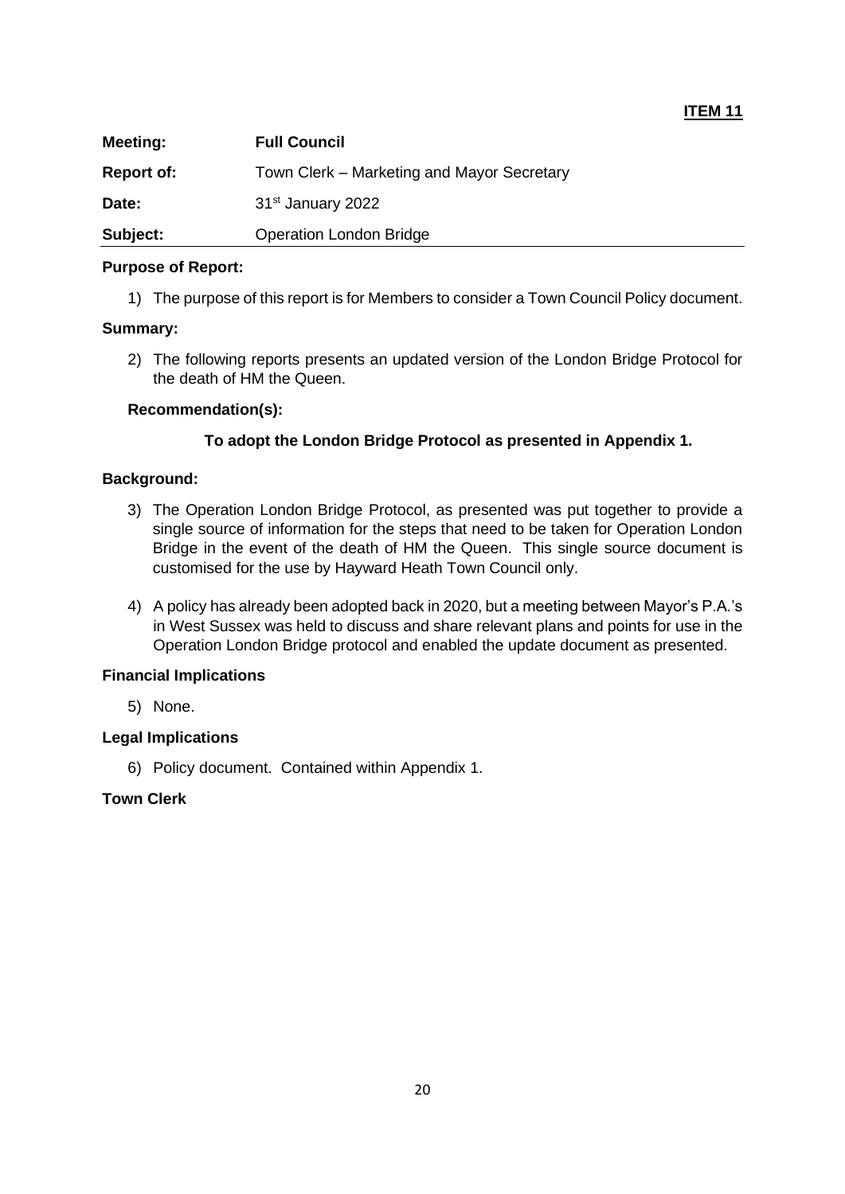**ITEM 11**

| | |
|---|---|
| **Meeting:** | **Full Council** |
| **Report of:** | Town Clerk – Marketing and Mayor Secretary |
| **Date:** | 31st January 2022 |
| **Subject:** | Operation London Bridge |

**Purpose of Report:**

1) The purpose of this report is for Members to consider a Town Council Policy document.

**Summary:**

2) The following reports presents an updated version of the London Bridge Protocol for the death of HM the Queen.

**Recommendation(s):**

**To adopt the London Bridge Protocol as presented in Appendix 1.**

**Background:**

3) The Operation London Bridge Protocol, as presented was put together to provide a single source of information for the steps that need to be taken for Operation London Bridge in the event of the death of HM the Queen. This single source document is customised for the use by Hayward Heath Town Council only.

4) A policy has already been adopted back in 2020, but a meeting between Mayor's P.A.'s in West Sussex was held to discuss and share relevant plans and points for use in the Operation London Bridge protocol and enabled the update document as presented.

**Financial Implications**

5) None.

**Legal Implications**

6) Policy document. Contained within Appendix 1.

**Town Clerk**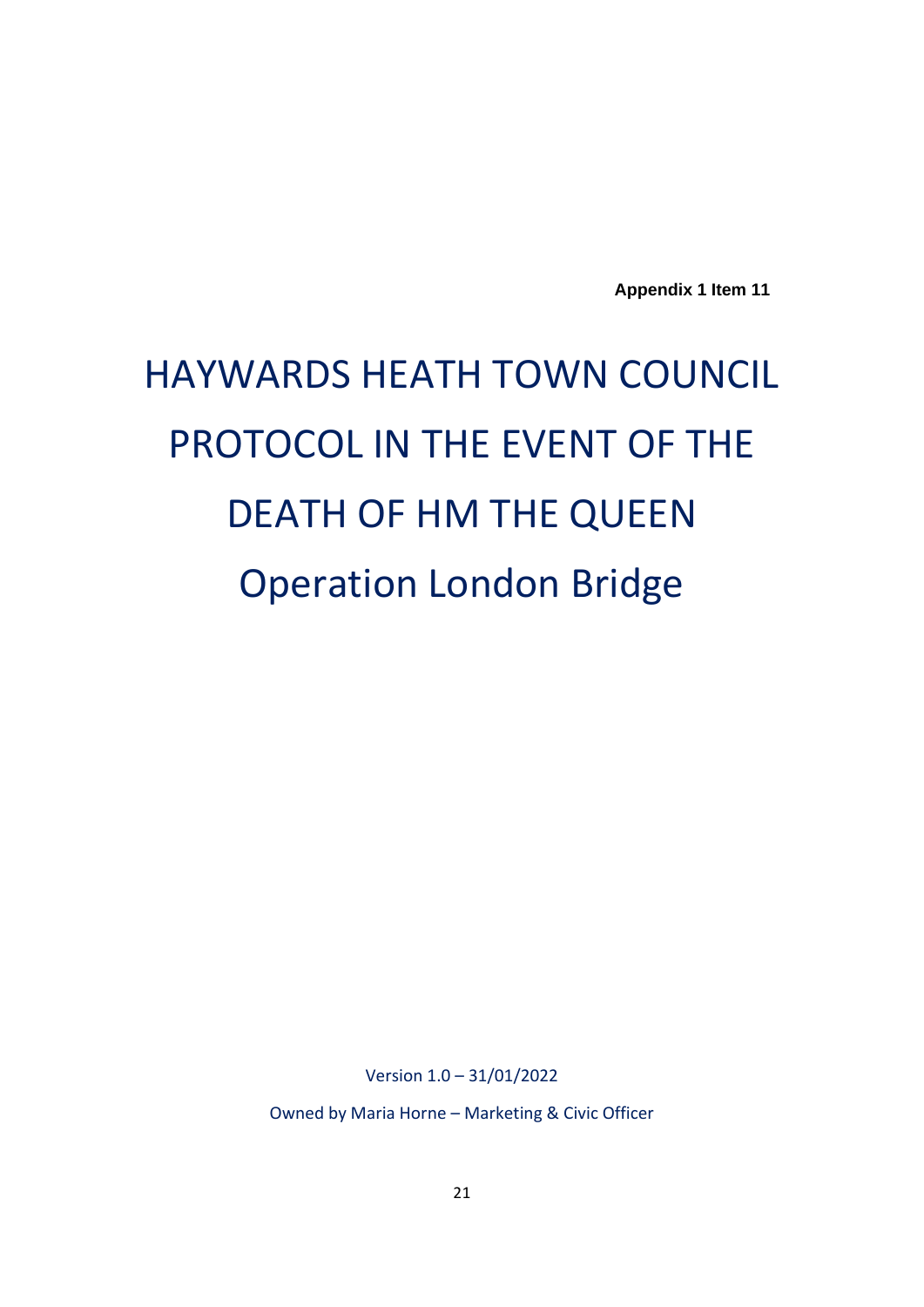**Appendix 1 Item 11**

# HAYWARDS HEATH TOWN COUNCIL PROTOCOL IN THE EVENT OF THE DEATH OF HM THE QUEEN

## Operation London Bridge

Version 1.0 – 31/01/2022

Owned by Maria Horne – Marketing & Civic Officer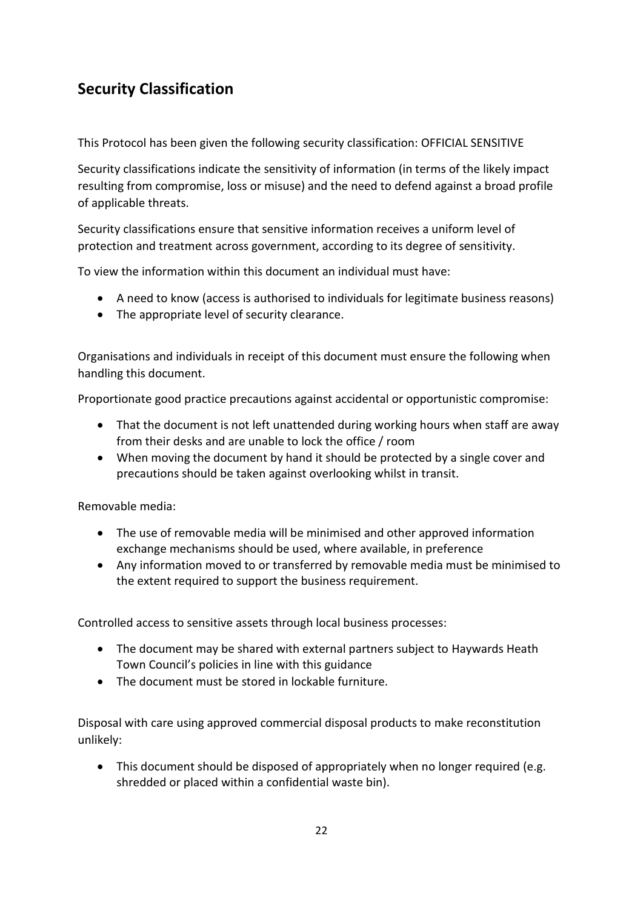## Security Classification

This Protocol has been given the following security classification: OFFICIAL SENSITIVE

Security classifications indicate the sensitivity of information (in terms of the likely impact resulting from compromise, loss or misuse) and the need to defend against a broad profile of applicable threats.

Security classifications ensure that sensitive information receives a uniform level of protection and treatment across government, according to its degree of sensitivity.

To view the information within this document an individual must have:

- A need to know (access is authorised to individuals for legitimate business reasons)
- The appropriate level of security clearance.

Organisations and individuals in receipt of this document must ensure the following when handling this document.

Proportionate good practice precautions against accidental or opportunistic compromise:

- That the document is not left unattended during working hours when staff are away from their desks and are unable to lock the office / room
- When moving the document by hand it should be protected by a single cover and precautions should be taken against overlooking whilst in transit.

Removable media:

- The use of removable media will be minimised and other approved information exchange mechanisms should be used, where available, in preference
- Any information moved to or transferred by removable media must be minimised to the extent required to support the business requirement.

Controlled access to sensitive assets through local business processes:

- The document may be shared with external partners subject to Haywards Heath Town Council's policies in line with this guidance
- The document must be stored in lockable furniture.

Disposal with care using approved commercial disposal products to make reconstitution unlikely:

- This document should be disposed of appropriately when no longer required (e.g. shredded or placed within a confidential waste bin).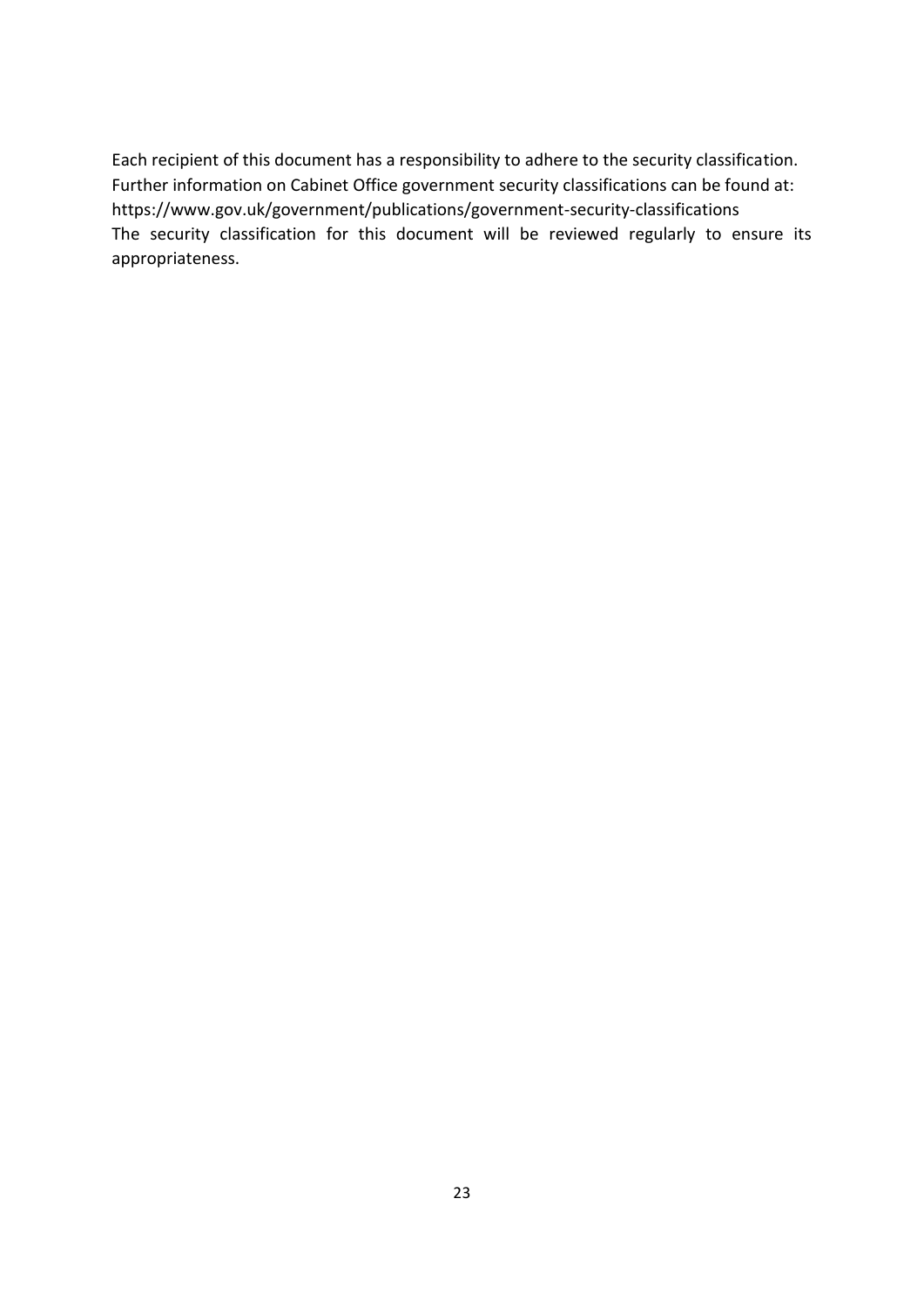Each recipient of this document has a responsibility to adhere to the security classification. Further information on Cabinet Office government security classifications can be found at: https://www.gov.uk/government/publications/government-security-classifications

The security classification for this document will be reviewed regularly to ensure its appropriateness.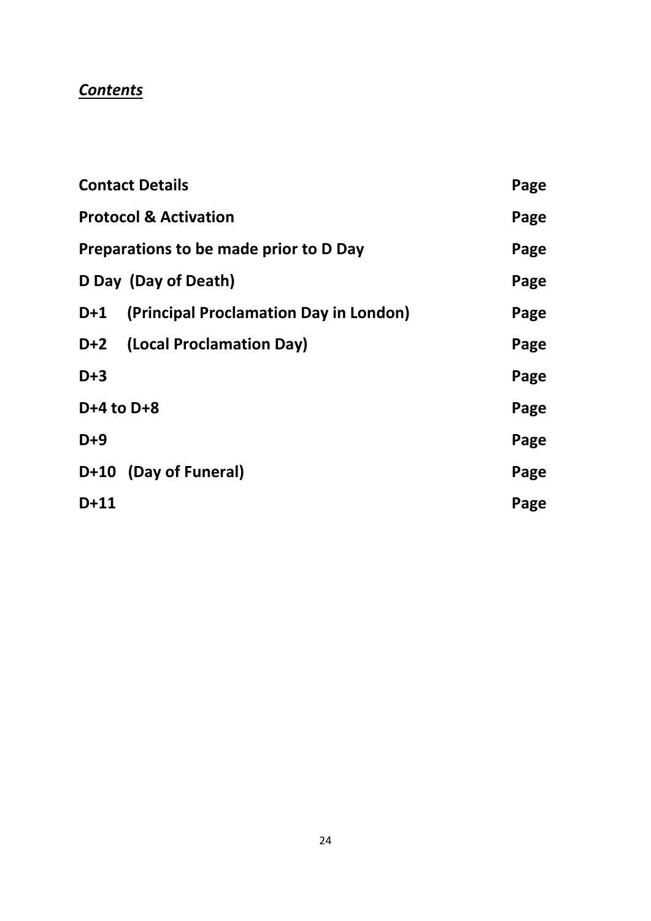## ***Contents***

| | |
|---|---|
| **Contact Details** | **Page** |
| **Protocol & Activation** | **Page** |
| **Preparations to be made prior to D Day** | **Page** |
| **D Day (Day of Death)** | **Page** |
| **D+1 (Principal Proclamation Day in London)** | **Page** |
| **D+2 (Local Proclamation Day)** | **Page** |
| **D+3** | **Page** |
| **D+4 to D+8** | **Page** |
| **D+9** | **Page** |
| **D+10 (Day of Funeral)** | **Page** |
| **D+11** | **Page** |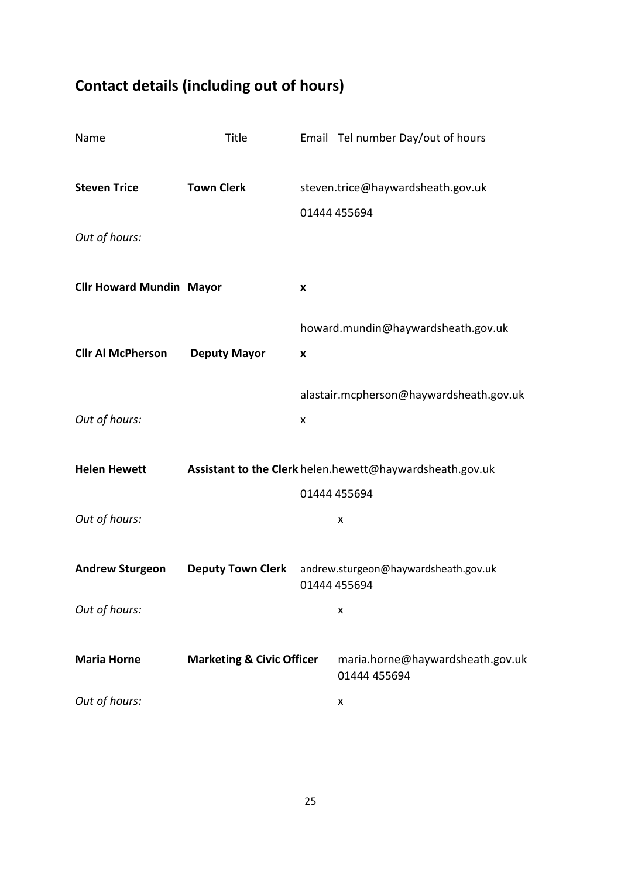## Contact details (including out of hours)

| Name | Title | Email Tel number Day/out of hours |
|---|---|---|
| **Steven Trice** | **Town Clerk** | steven.trice@haywardsheath.gov.uk<br>01444 455694 |
| *Out of hours:* | | |
| **Cllr Howard Mundin** | **Mayor** | **x**<br>howard.mundin@haywardsheath.gov.uk |
| **Cllr Al McPherson** | **Deputy Mayor** | **x**<br>alastair.mcpherson@haywardsheath.gov.uk |
| *Out of hours:* | | x |
| **Helen Hewett** | **Assistant to the Clerk** | helen.hewett@haywardsheath.gov.uk<br>01444 455694 |
| *Out of hours:* | | x |
| **Andrew Sturgeon** | **Deputy Town Clerk** | andrew.sturgeon@haywardsheath.gov.uk<br>01444 455694 |
| *Out of hours:* | | x |
| **Maria Horne** | **Marketing & Civic Officer** | maria.horne@haywardsheath.gov.uk<br>01444 455694 |
| *Out of hours:* | | x |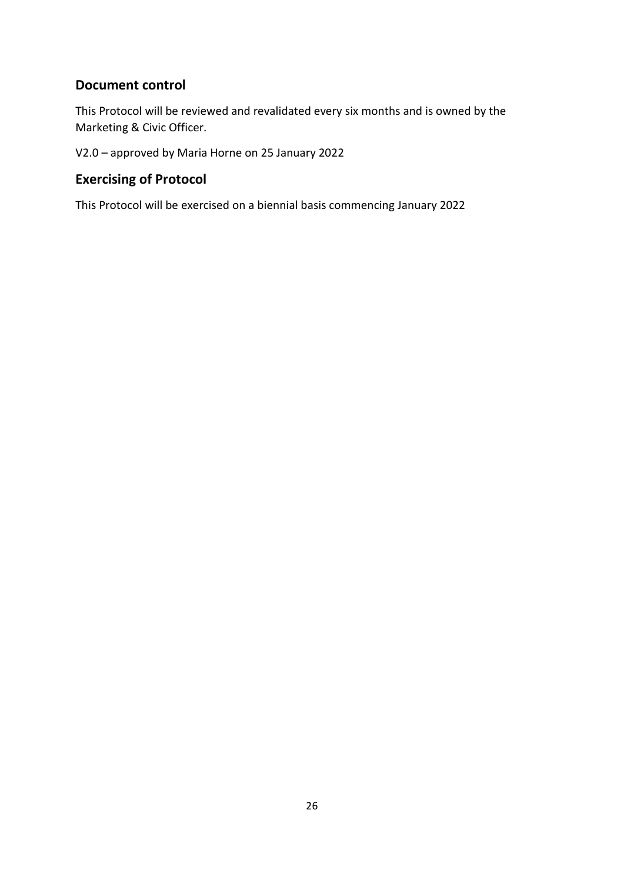## Document control

This Protocol will be reviewed and revalidated every six months and is owned by the Marketing & Civic Officer.

V2.0 – approved by Maria Horne on 25 January 2022

## Exercising of Protocol

This Protocol will be exercised on a biennial basis commencing January 2022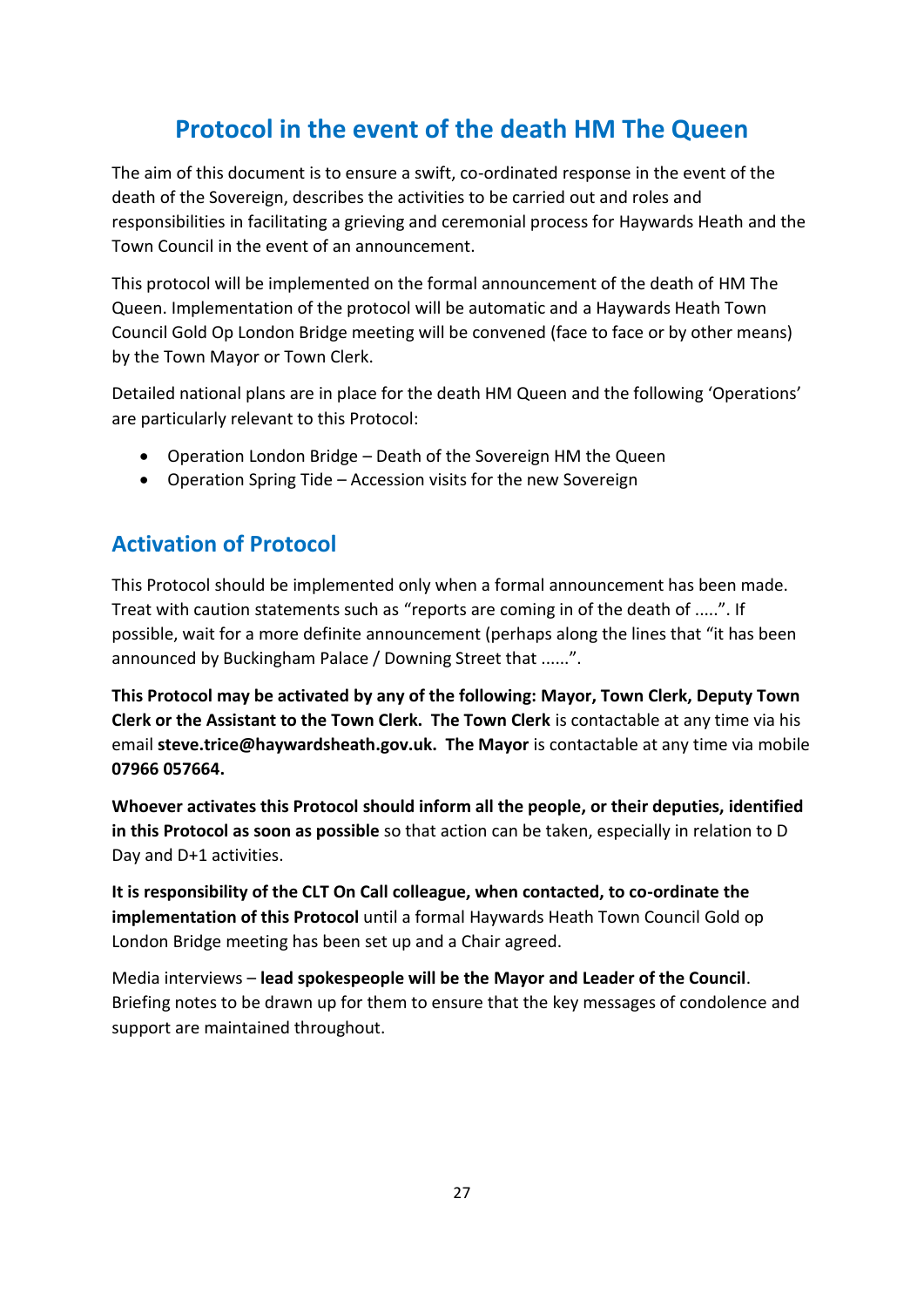# Protocol in the event of the death HM The Queen

The aim of this document is to ensure a swift, co-ordinated response in the event of the death of the Sovereign, describes the activities to be carried out and roles and responsibilities in facilitating a grieving and ceremonial process for Haywards Heath and the Town Council in the event of an announcement.

This protocol will be implemented on the formal announcement of the death of HM The Queen. Implementation of the protocol will be automatic and a Haywards Heath Town Council Gold Op London Bridge meeting will be convened (face to face or by other means) by the Town Mayor or Town Clerk.

Detailed national plans are in place for the death HM Queen and the following 'Operations' are particularly relevant to this Protocol:

- Operation London Bridge – Death of the Sovereign HM the Queen
- Operation Spring Tide – Accession visits for the new Sovereign

## Activation of Protocol

This Protocol should be implemented only when a formal announcement has been made. Treat with caution statements such as "reports are coming in of the death of .....". If possible, wait for a more definite announcement (perhaps along the lines that "it has been announced by Buckingham Palace / Downing Street that ......".

**This Protocol may be activated by any of the following: Mayor, Town Clerk, Deputy Town Clerk or the Assistant to the Town Clerk. The Town Clerk** is contactable at any time via his email **steve.trice@haywardsheath.gov.uk. The Mayor** is contactable at any time via mobile **07966 057664.**

**Whoever activates this Protocol should inform all the people, or their deputies, identified in this Protocol as soon as possible** so that action can be taken, especially in relation to D Day and D+1 activities.

**It is responsibility of the CLT On Call colleague, when contacted, to co-ordinate the implementation of this Protocol** until a formal Haywards Heath Town Council Gold op London Bridge meeting has been set up and a Chair agreed.

Media interviews – **lead spokespeople will be the Mayor and Leader of the Council**. Briefing notes to be drawn up for them to ensure that the key messages of condolence and support are maintained throughout.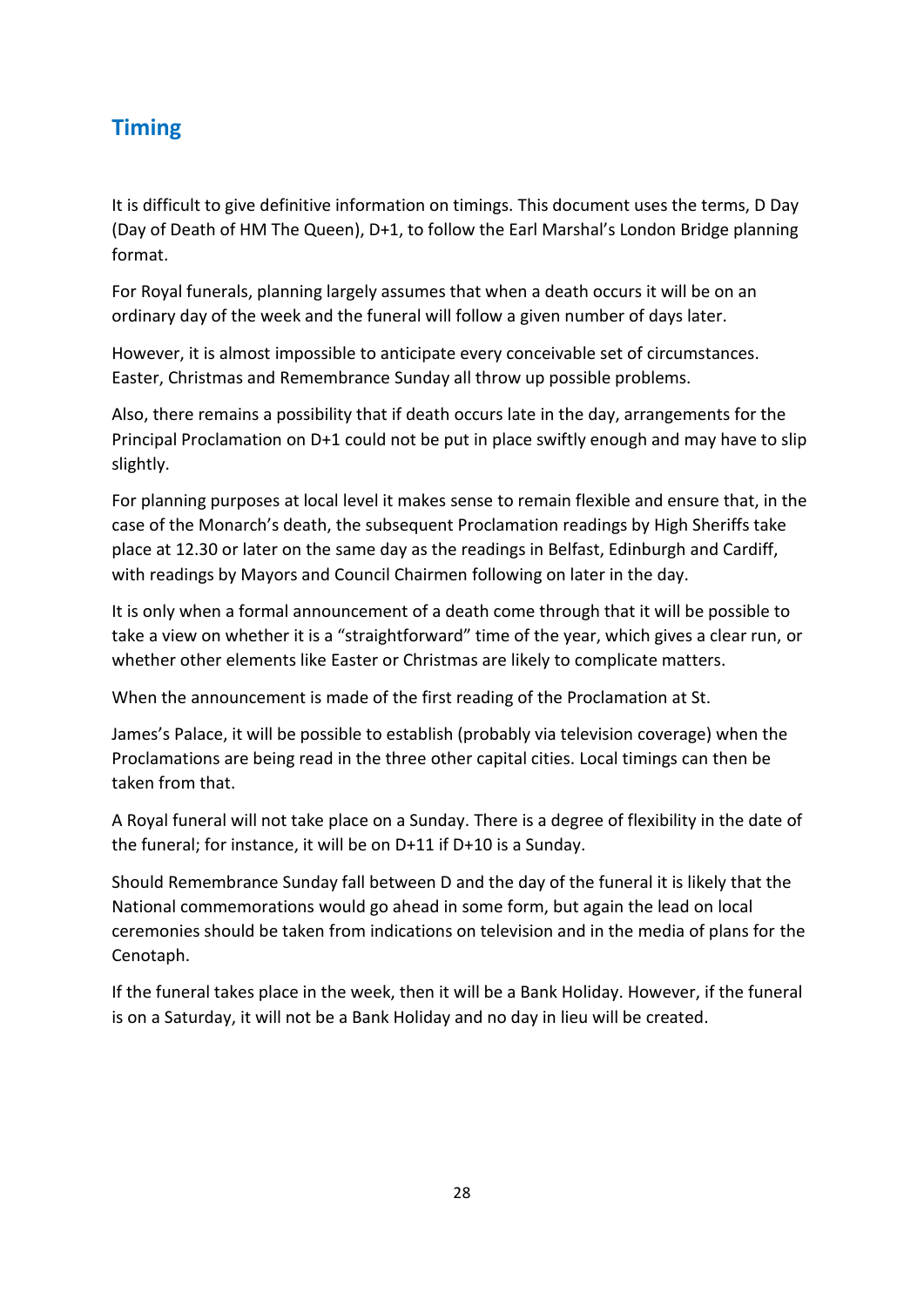## Timing

It is difficult to give definitive information on timings. This document uses the terms, D Day (Day of Death of HM The Queen), D+1, to follow the Earl Marshal's London Bridge planning format.

For Royal funerals, planning largely assumes that when a death occurs it will be on an ordinary day of the week and the funeral will follow a given number of days later.

However, it is almost impossible to anticipate every conceivable set of circumstances. Easter, Christmas and Remembrance Sunday all throw up possible problems.

Also, there remains a possibility that if death occurs late in the day, arrangements for the Principal Proclamation on D+1 could not be put in place swiftly enough and may have to slip slightly.

For planning purposes at local level it makes sense to remain flexible and ensure that, in the case of the Monarch's death, the subsequent Proclamation readings by High Sheriffs take place at 12.30 or later on the same day as the readings in Belfast, Edinburgh and Cardiff, with readings by Mayors and Council Chairmen following on later in the day.

It is only when a formal announcement of a death come through that it will be possible to take a view on whether it is a "straightforward" time of the year, which gives a clear run, or whether other elements like Easter or Christmas are likely to complicate matters.

When the announcement is made of the first reading of the Proclamation at St.

James's Palace, it will be possible to establish (probably via television coverage) when the Proclamations are being read in the three other capital cities. Local timings can then be taken from that.

A Royal funeral will not take place on a Sunday. There is a degree of flexibility in the date of the funeral; for instance, it will be on D+11 if D+10 is a Sunday.

Should Remembrance Sunday fall between D and the day of the funeral it is likely that the National commemorations would go ahead in some form, but again the lead on local ceremonies should be taken from indications on television and in the media of plans for the Cenotaph.

If the funeral takes place in the week, then it will be a Bank Holiday. However, if the funeral is on a Saturday, it will not be a Bank Holiday and no day in lieu will be created.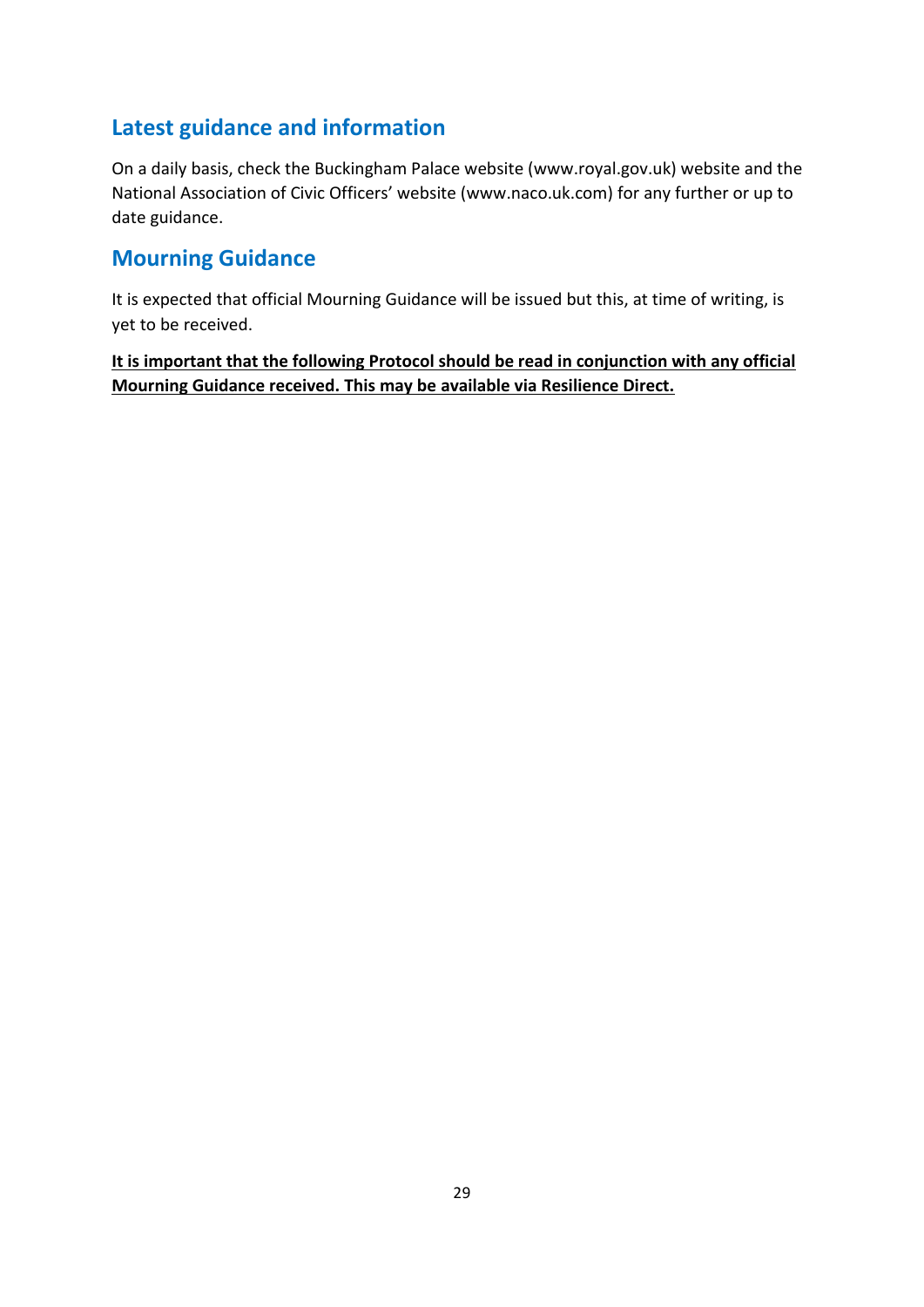## Latest guidance and information

On a daily basis, check the Buckingham Palace website (www.royal.gov.uk) website and the National Association of Civic Officers' website (www.naco.uk.com) for any further or up to date guidance.

## Mourning Guidance

It is expected that official Mourning Guidance will be issued but this, at time of writing, is yet to be received.

**<u>It is important that the following Protocol should be read in conjunction with any official Mourning Guidance received. This may be available via Resilience Direct.</u>**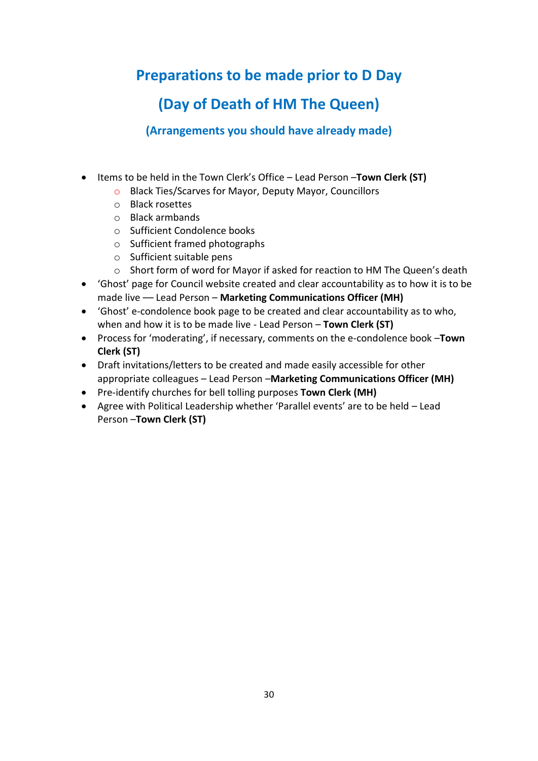## Preparations to be made prior to D Day

## (Day of Death of HM The Queen)

### (Arrangements you should have already made)

- Items to be held in the Town Clerk's Office – Lead Person –**Town Clerk (ST)**
  - Black Ties/Scarves for Mayor, Deputy Mayor, Councillors
  - Black rosettes
  - Black armbands
  - Sufficient Condolence books
  - Sufficient framed photographs
  - Sufficient suitable pens
  - Short form of word for Mayor if asked for reaction to HM The Queen's death
- 'Ghost' page for Council website created and clear accountability as to how it is to be made live –– Lead Person – **Marketing Communications Officer (MH)**
- 'Ghost' e-condolence book page to be created and clear accountability as to who, when and how it is to be made live - Lead Person – **Town Clerk (ST)**
- Process for 'moderating', if necessary, comments on the e-condolence book –**Town Clerk (ST)**
- Draft invitations/letters to be created and made easily accessible for other appropriate colleagues – Lead Person –**Marketing Communications Officer (MH)**
- Pre-identify churches for bell tolling purposes **Town Clerk (MH)**
- Agree with Political Leadership whether 'Parallel events' are to be held – Lead Person –**Town Clerk (ST)**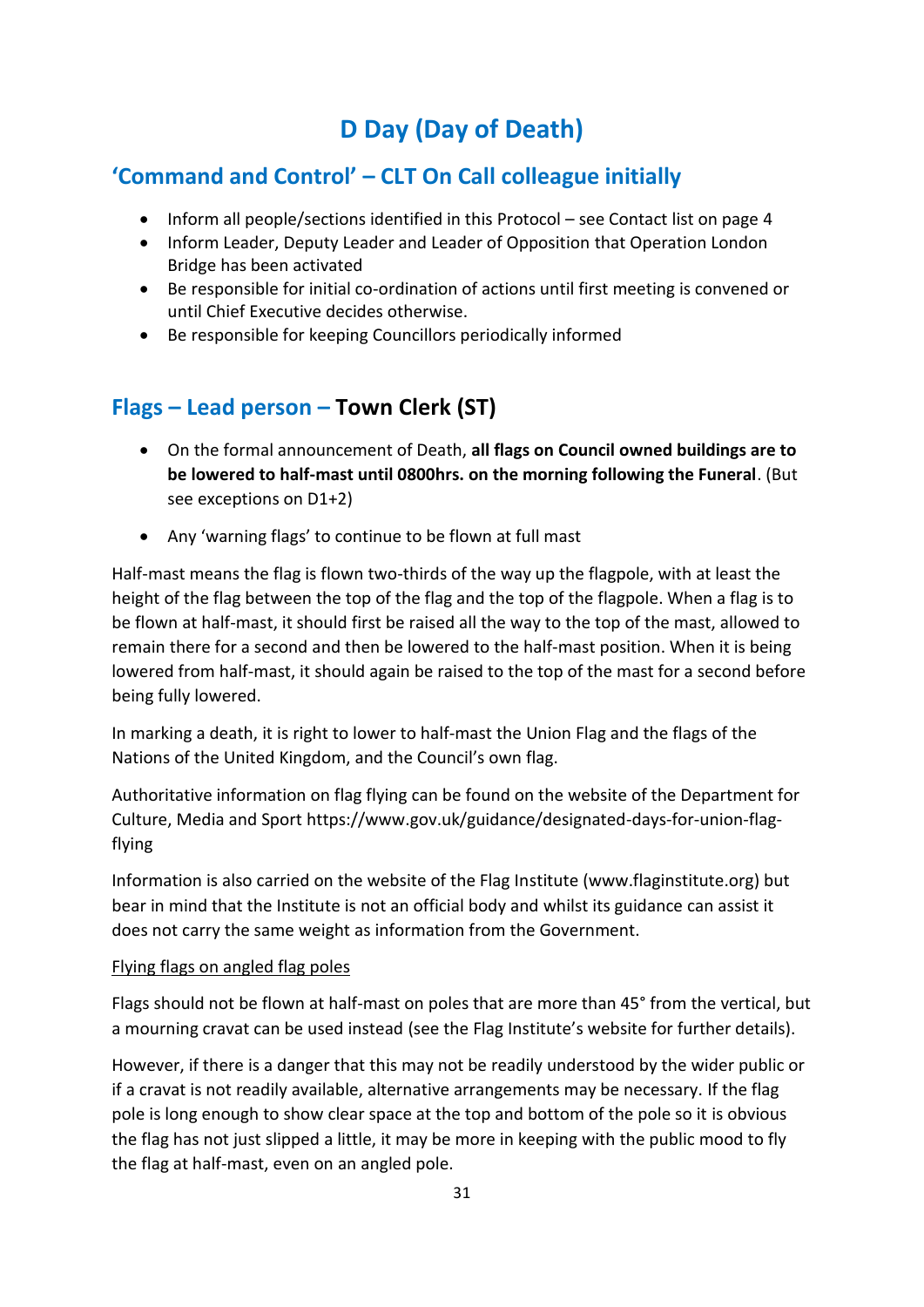# D Day (Day of Death)

## 'Command and Control' – CLT On Call colleague initially

- Inform all people/sections identified in this Protocol – see Contact list on page 4
- Inform Leader, Deputy Leader and Leader of Opposition that Operation London Bridge has been activated
- Be responsible for initial co-ordination of actions until first meeting is convened or until Chief Executive decides otherwise.
- Be responsible for keeping Councillors periodically informed

## Flags – Lead person – **Town Clerk (ST)**

- On the formal announcement of Death, **all flags on Council owned buildings are to be lowered to half-mast until 0800hrs. on the morning following the Funeral**. (But see exceptions on D1+2)
- Any 'warning flags' to continue to be flown at full mast

Half-mast means the flag is flown two-thirds of the way up the flagpole, with at least the height of the flag between the top of the flag and the top of the flagpole. When a flag is to be flown at half-mast, it should first be raised all the way to the top of the mast, allowed to remain there for a second and then be lowered to the half-mast position. When it is being lowered from half-mast, it should again be raised to the top of the mast for a second before being fully lowered.

In marking a death, it is right to lower to half-mast the Union Flag and the flags of the Nations of the United Kingdom, and the Council's own flag.

Authoritative information on flag flying can be found on the website of the Department for Culture, Media and Sport https://www.gov.uk/guidance/designated-days-for-union-flag-flying

Information is also carried on the website of the Flag Institute (www.flaginstitute.org) but bear in mind that the Institute is not an official body and whilst its guidance can assist it does not carry the same weight as information from the Government.

<u>Flying flags on angled flag poles</u>

Flags should not be flown at half-mast on poles that are more than 45° from the vertical, but a mourning cravat can be used instead (see the Flag Institute's website for further details).

However, if there is a danger that this may not be readily understood by the wider public or if a cravat is not readily available, alternative arrangements may be necessary. If the flag pole is long enough to show clear space at the top and bottom of the pole so it is obvious the flag has not just slipped a little, it may be more in keeping with the public mood to fly the flag at half-mast, even on an angled pole.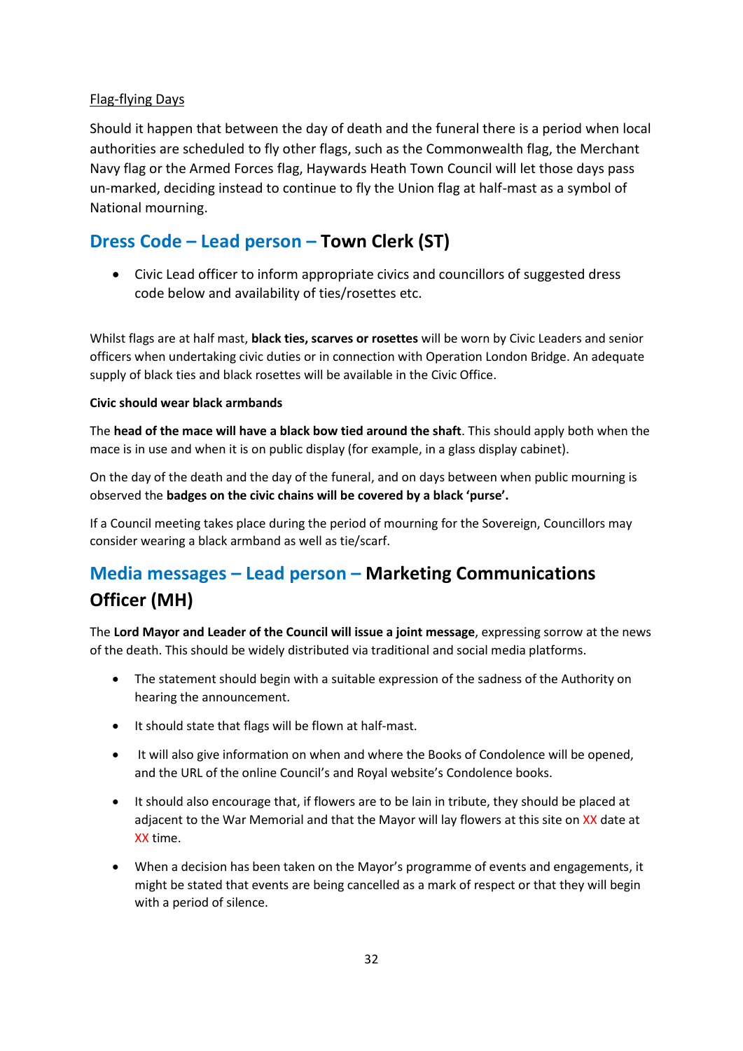Flag-flying Days

Should it happen that between the day of death and the funeral there is a period when local authorities are scheduled to fly other flags, such as the Commonwealth flag, the Merchant Navy flag or the Armed Forces flag, Haywards Heath Town Council will let those days pass un-marked, deciding instead to continue to fly the Union flag at half-mast as a symbol of National mourning.

## Dress Code – Lead person – Town Clerk (ST)

- Civic Lead officer to inform appropriate civics and councillors of suggested dress code below and availability of ties/rosettes etc.

Whilst flags are at half mast, **black ties, scarves or rosettes** will be worn by Civic Leaders and senior officers when undertaking civic duties or in connection with Operation London Bridge. An adequate supply of black ties and black rosettes will be available in the Civic Office.

**Civic should wear black armbands**

The **head of the mace will have a black bow tied around the shaft**. This should apply both when the mace is in use and when it is on public display (for example, in a glass display cabinet).

On the day of the death and the day of the funeral, and on days between when public mourning is observed the **badges on the civic chains will be covered by a black 'purse'.**

If a Council meeting takes place during the period of mourning for the Sovereign, Councillors may consider wearing a black armband as well as tie/scarf.

## Media messages – Lead person – Marketing Communications Officer (MH)

The **Lord Mayor and Leader of the Council will issue a joint message**, expressing sorrow at the news of the death. This should be widely distributed via traditional and social media platforms.

- The statement should begin with a suitable expression of the sadness of the Authority on hearing the announcement.
- It should state that flags will be flown at half-mast.
- It will also give information on when and where the Books of Condolence will be opened, and the URL of the online Council's and Royal website's Condolence books.
- It should also encourage that, if flowers are to be lain in tribute, they should be placed at adjacent to the War Memorial and that the Mayor will lay flowers at this site on XX date at XX time.
- When a decision has been taken on the Mayor's programme of events and engagements, it might be stated that events are being cancelled as a mark of respect or that they will begin with a period of silence.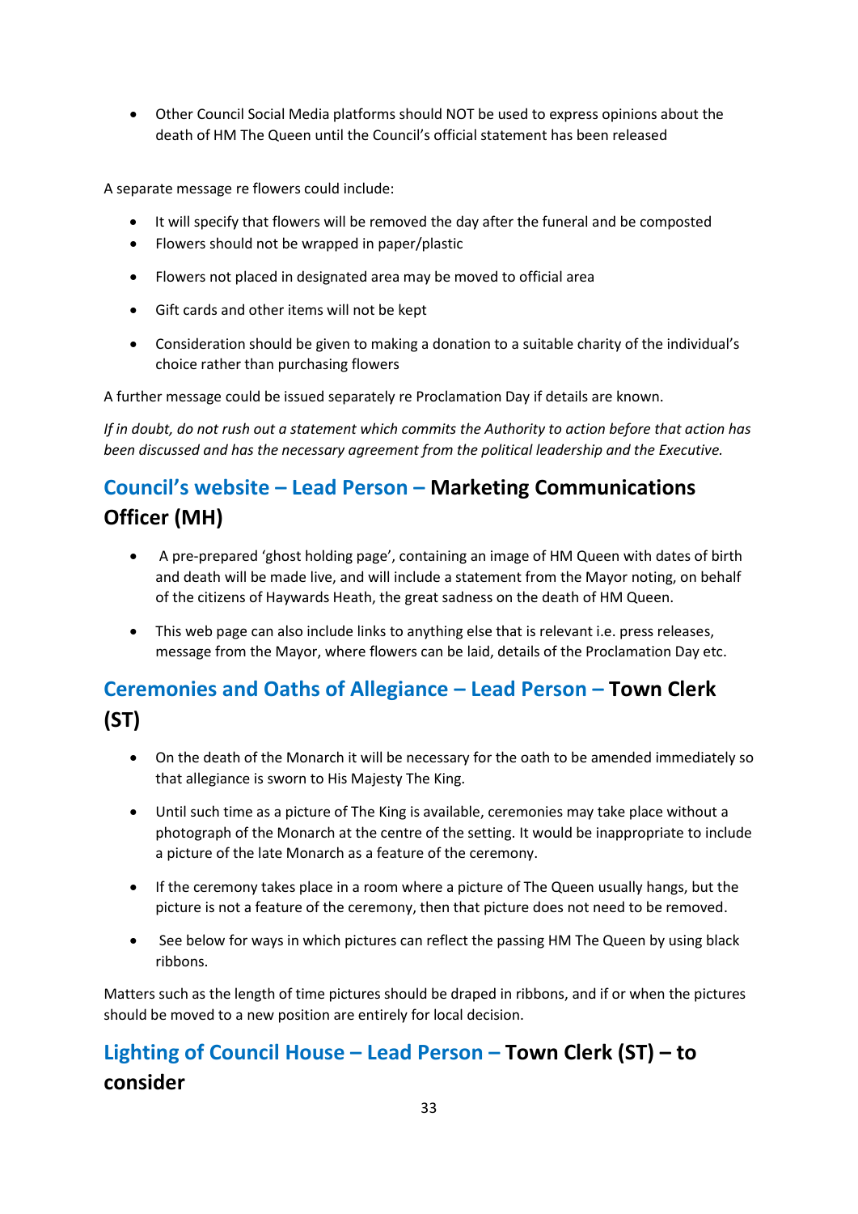- Other Council Social Media platforms should NOT be used to express opinions about the death of HM The Queen until the Council's official statement has been released

A separate message re flowers could include:

- It will specify that flowers will be removed the day after the funeral and be composted
- Flowers should not be wrapped in paper/plastic
- Flowers not placed in designated area may be moved to official area
- Gift cards and other items will not be kept
- Consideration should be given to making a donation to a suitable charity of the individual's choice rather than purchasing flowers

A further message could be issued separately re Proclamation Day if details are known.

*If in doubt, do not rush out a statement which commits the Authority to action before that action has been discussed and has the necessary agreement from the political leadership and the Executive.*

## Council's website – Lead Person – **Marketing Communications Officer (MH)**

- A pre-prepared 'ghost holding page', containing an image of HM Queen with dates of birth and death will be made live, and will include a statement from the Mayor noting, on behalf of the citizens of Haywards Heath, the great sadness on the death of HM Queen.
- This web page can also include links to anything else that is relevant i.e. press releases, message from the Mayor, where flowers can be laid, details of the Proclamation Day etc.

## Ceremonies and Oaths of Allegiance – Lead Person – **Town Clerk (ST)**

- On the death of the Monarch it will be necessary for the oath to be amended immediately so that allegiance is sworn to His Majesty The King.
- Until such time as a picture of The King is available, ceremonies may take place without a photograph of the Monarch at the centre of the setting. It would be inappropriate to include a picture of the late Monarch as a feature of the ceremony.
- If the ceremony takes place in a room where a picture of The Queen usually hangs, but the picture is not a feature of the ceremony, then that picture does not need to be removed.
- See below for ways in which pictures can reflect the passing HM The Queen by using black ribbons.

Matters such as the length of time pictures should be draped in ribbons, and if or when the pictures should be moved to a new position are entirely for local decision.

## Lighting of Council House – Lead Person – **Town Clerk (ST) – to consider**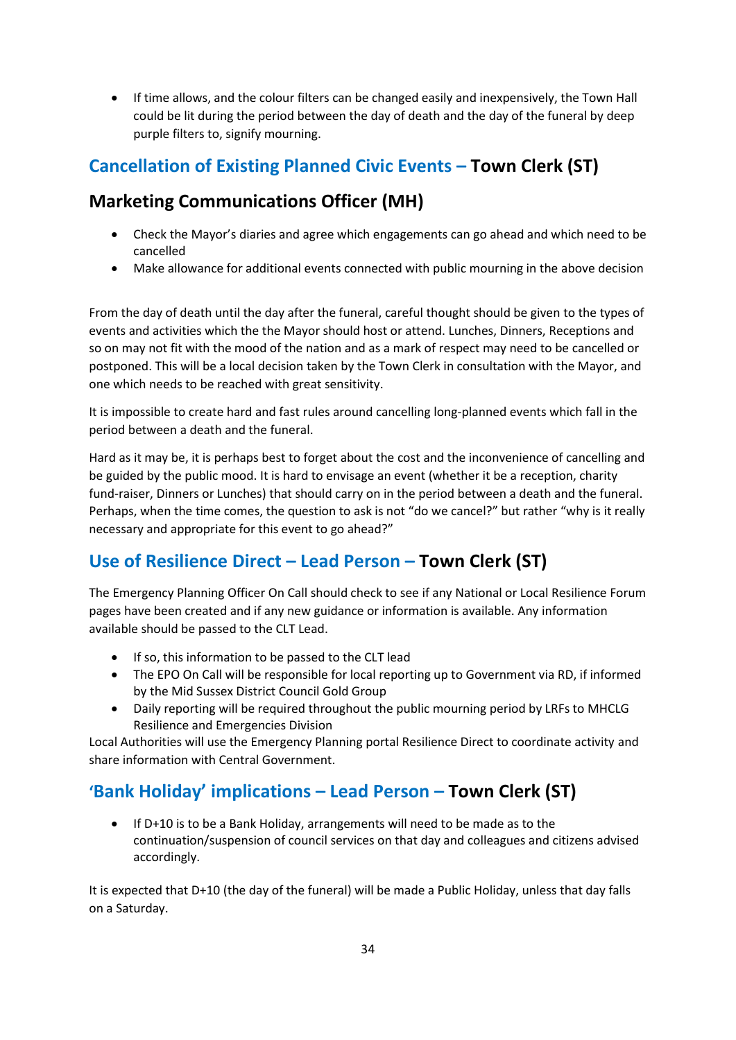- If time allows, and the colour filters can be changed easily and inexpensively, the Town Hall could be lit during the period between the day of death and the day of the funeral by deep purple filters to, signify mourning.

## Cancellation of Existing Planned Civic Events – Town Clerk (ST)

## Marketing Communications Officer (MH)

- Check the Mayor's diaries and agree which engagements can go ahead and which need to be cancelled
- Make allowance for additional events connected with public mourning in the above decision

From the day of death until the day after the funeral, careful thought should be given to the types of events and activities which the the Mayor should host or attend. Lunches, Dinners, Receptions and so on may not fit with the mood of the nation and as a mark of respect may need to be cancelled or postponed. This will be a local decision taken by the Town Clerk in consultation with the Mayor, and one which needs to be reached with great sensitivity.

It is impossible to create hard and fast rules around cancelling long-planned events which fall in the period between a death and the funeral.

Hard as it may be, it is perhaps best to forget about the cost and the inconvenience of cancelling and be guided by the public mood. It is hard to envisage an event (whether it be a reception, charity fund-raiser, Dinners or Lunches) that should carry on in the period between a death and the funeral. Perhaps, when the time comes, the question to ask is not "do we cancel?" but rather "why is it really necessary and appropriate for this event to go ahead?"

## Use of Resilience Direct – Lead Person – Town Clerk (ST)

The Emergency Planning Officer On Call should check to see if any National or Local Resilience Forum pages have been created and if any new guidance or information is available. Any information available should be passed to the CLT Lead.

- If so, this information to be passed to the CLT lead
- The EPO On Call will be responsible for local reporting up to Government via RD, if informed by the Mid Sussex District Council Gold Group
- Daily reporting will be required throughout the public mourning period by LRFs to MHCLG Resilience and Emergencies Division

Local Authorities will use the Emergency Planning portal Resilience Direct to coordinate activity and share information with Central Government.

## 'Bank Holiday' implications – Lead Person – Town Clerk (ST)

- If D+10 is to be a Bank Holiday, arrangements will need to be made as to the continuation/suspension of council services on that day and colleagues and citizens advised accordingly.

It is expected that D+10 (the day of the funeral) will be made a Public Holiday, unless that day falls on a Saturday.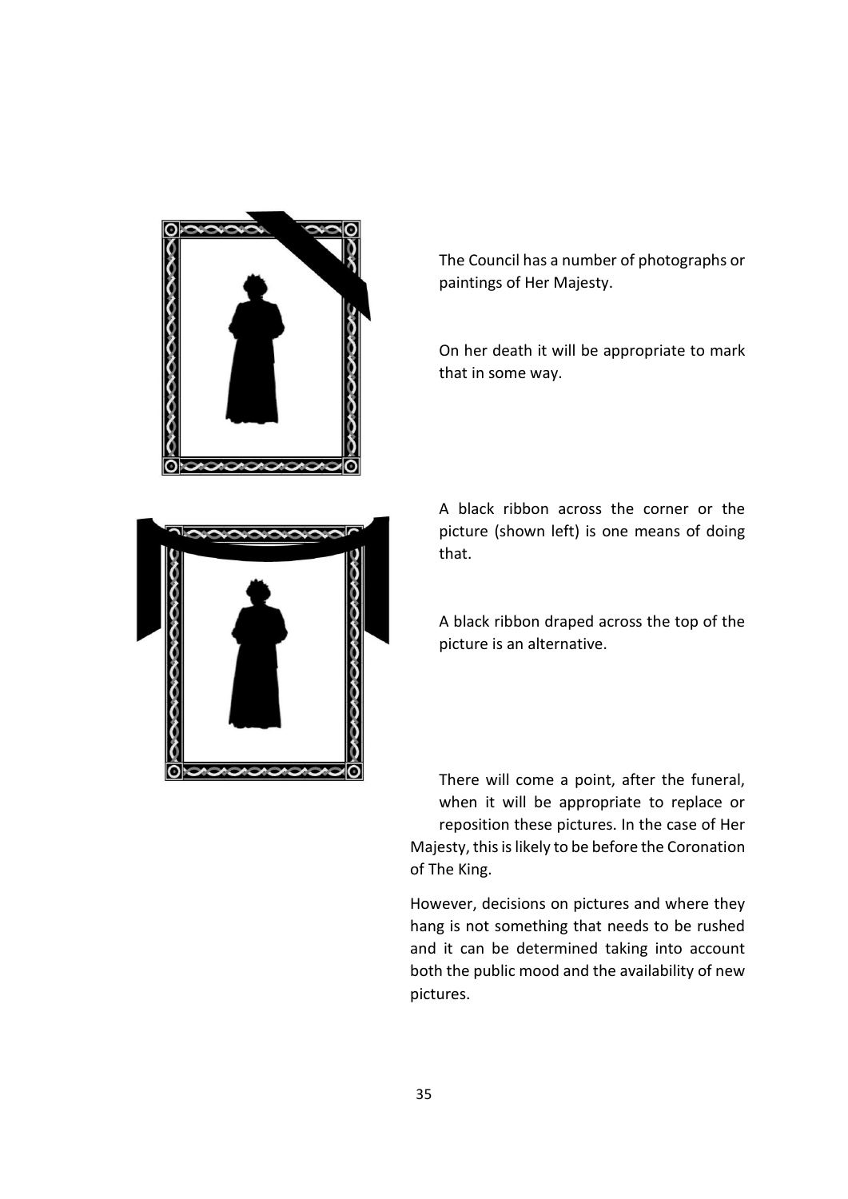The Council has a number of photographs or paintings of Her Majesty.

On her death it will be appropriate to mark that in some way.

A black ribbon across the corner or the picture (shown left) is one means of doing that.

A black ribbon draped across the top of the picture is an alternative.

There will come a point, after the funeral, when it will be appropriate to replace or reposition these pictures. In the case of Her Majesty, this is likely to be before the Coronation of The King.

However, decisions on pictures and where they hang is not something that needs to be rushed and it can be determined taking into account both the public mood and the availability of new pictures.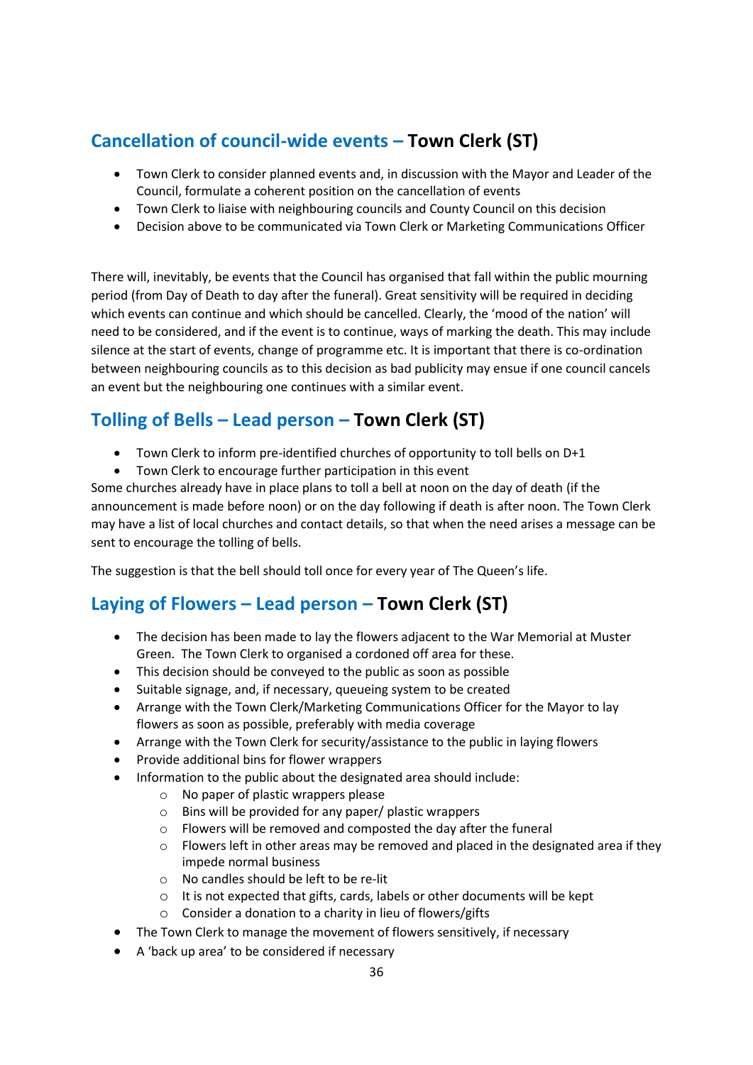## Cancellation of council-wide events – **Town Clerk (ST)**

- Town Clerk to consider planned events and, in discussion with the Mayor and Leader of the Council, formulate a coherent position on the cancellation of events
- Town Clerk to liaise with neighbouring councils and County Council on this decision
- Decision above to be communicated via Town Clerk or Marketing Communications Officer

There will, inevitably, be events that the Council has organised that fall within the public mourning period (from Day of Death to day after the funeral). Great sensitivity will be required in deciding which events can continue and which should be cancelled. Clearly, the 'mood of the nation' will need to be considered, and if the event is to continue, ways of marking the death. This may include silence at the start of events, change of programme etc. It is important that there is co-ordination between neighbouring councils as to this decision as bad publicity may ensue if one council cancels an event but the neighbouring one continues with a similar event.

## Tolling of Bells – Lead person – **Town Clerk (ST)**

- Town Clerk to inform pre-identified churches of opportunity to toll bells on D+1
- Town Clerk to encourage further participation in this event

Some churches already have in place plans to toll a bell at noon on the day of death (if the announcement is made before noon) or on the day following if death is after noon. The Town Clerk may have a list of local churches and contact details, so that when the need arises a message can be sent to encourage the tolling of bells.

The suggestion is that the bell should toll once for every year of The Queen's life.

## Laying of Flowers – Lead person – **Town Clerk (ST)**

- The decision has been made to lay the flowers adjacent to the War Memorial at Muster Green. The Town Clerk to organised a cordoned off area for these.
- This decision should be conveyed to the public as soon as possible
- Suitable signage, and, if necessary, queueing system to be created
- Arrange with the Town Clerk/Marketing Communications Officer for the Mayor to lay flowers as soon as possible, preferably with media coverage
- Arrange with the Town Clerk for security/assistance to the public in laying flowers
- Provide additional bins for flower wrappers
- Information to the public about the designated area should include:
  - No paper of plastic wrappers please
  - Bins will be provided for any paper/ plastic wrappers
  - Flowers will be removed and composted the day after the funeral
  - Flowers left in other areas may be removed and placed in the designated area if they impede normal business
  - No candles should be left to be re-lit
  - It is not expected that gifts, cards, labels or other documents will be kept
  - Consider a donation to a charity in lieu of flowers/gifts
- The Town Clerk to manage the movement of flowers sensitively, if necessary
- A 'back up area' to be considered if necessary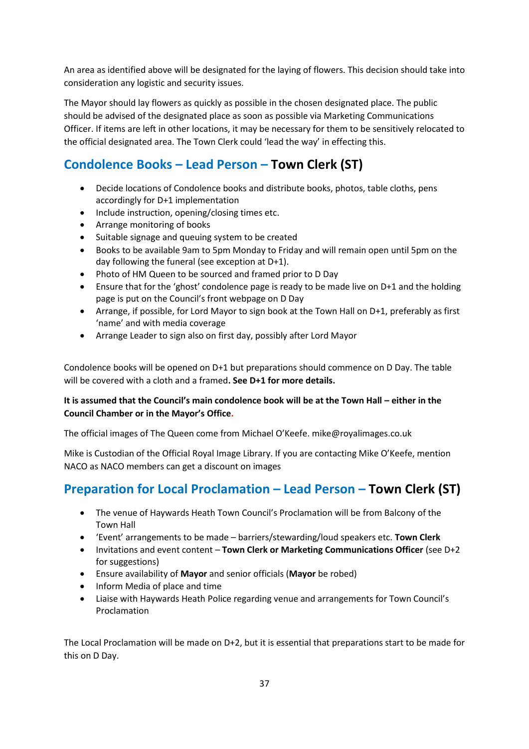An area as identified above will be designated for the laying of flowers. This decision should take into consideration any logistic and security issues.

The Mayor should lay flowers as quickly as possible in the chosen designated place. The public should be advised of the designated place as soon as possible via Marketing Communications Officer. If items are left in other locations, it may be necessary for them to be sensitively relocated to the official designated area. The Town Clerk could 'lead the way' in effecting this.

## Condolence Books – Lead Person – Town Clerk (ST)

- Decide locations of Condolence books and distribute books, photos, table cloths, pens accordingly for D+1 implementation
- Include instruction, opening/closing times etc.
- Arrange monitoring of books
- Suitable signage and queuing system to be created
- Books to be available 9am to 5pm Monday to Friday and will remain open until 5pm on the day following the funeral (see exception at D+1).
- Photo of HM Queen to be sourced and framed prior to D Day
- Ensure that for the 'ghost' condolence page is ready to be made live on D+1 and the holding page is put on the Council's front webpage on D Day
- Arrange, if possible, for Lord Mayor to sign book at the Town Hall on D+1, preferably as first 'name' and with media coverage
- Arrange Leader to sign also on first day, possibly after Lord Mayor

Condolence books will be opened on D+1 but preparations should commence on D Day. The table will be covered with a cloth and a framed**. See D+1 for more details.**

**It is assumed that the Council's main condolence book will be at the Town Hall – either in the Council Chamber or in the Mayor's Office.**

The official images of The Queen come from Michael O'Keefe. mike@royalimages.co.uk

Mike is Custodian of the Official Royal Image Library. If you are contacting Mike O'Keefe, mention NACO as NACO members can get a discount on images

## Preparation for Local Proclamation – Lead Person – Town Clerk (ST)

- The venue of Haywards Heath Town Council's Proclamation will be from Balcony of the Town Hall
- 'Event' arrangements to be made – barriers/stewarding/loud speakers etc. **Town Clerk**
- Invitations and event content – **Town Clerk or Marketing Communications Officer** (see D+2 for suggestions)
- Ensure availability of **Mayor** and senior officials (**Mayor** be robed)
- Inform Media of place and time
- Liaise with Haywards Heath Police regarding venue and arrangements for Town Council's Proclamation

The Local Proclamation will be made on D+2, but it is essential that preparations start to be made for this on D Day.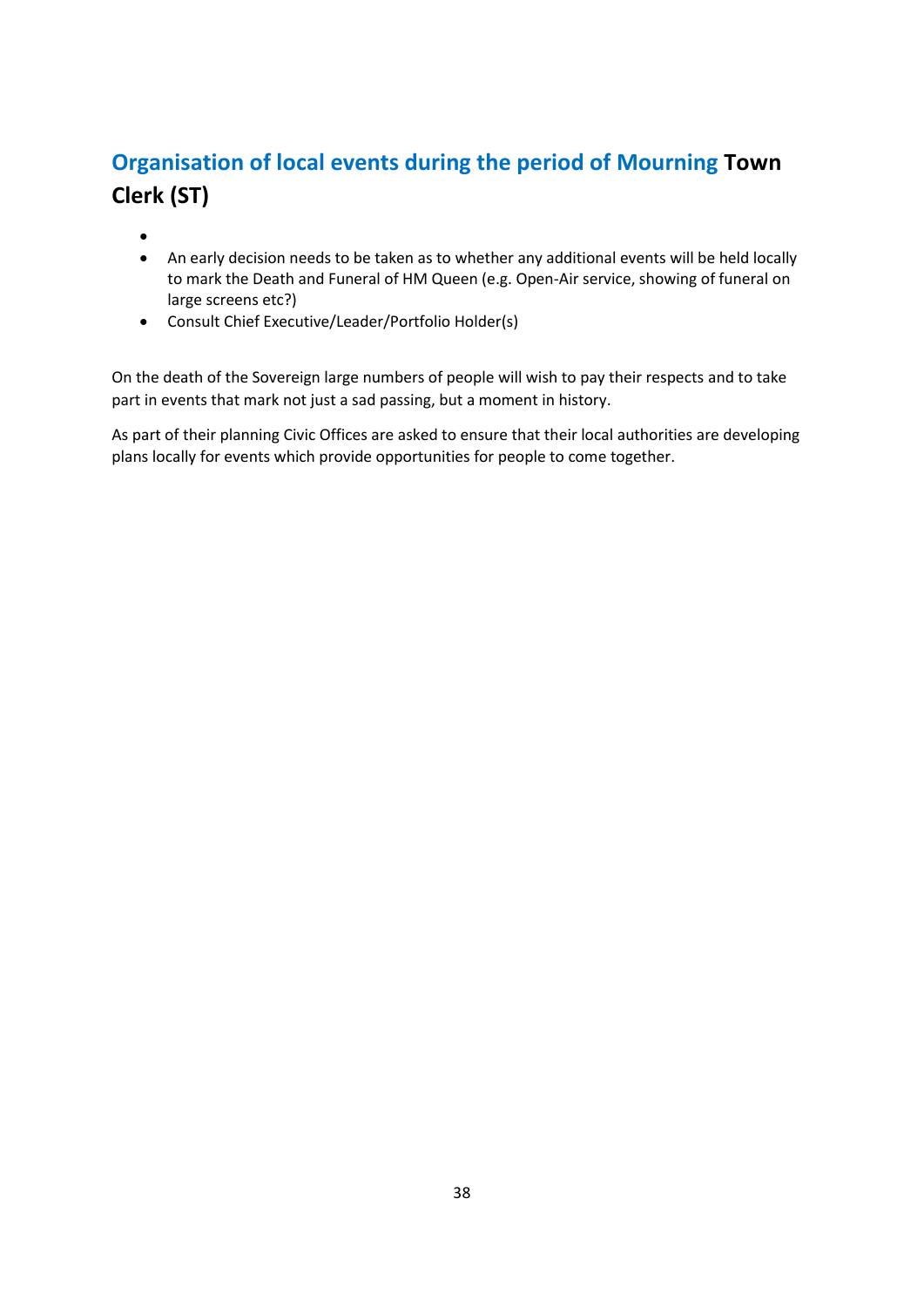## Organisation of local events during the period of Mourning **Town Clerk (ST)**

- An early decision needs to be taken as to whether any additional events will be held locally to mark the Death and Funeral of HM Queen (e.g. Open-Air service, showing of funeral on large screens etc?)
- Consult Chief Executive/Leader/Portfolio Holder(s)

On the death of the Sovereign large numbers of people will wish to pay their respects and to take part in events that mark not just a sad passing, but a moment in history.

As part of their planning Civic Offices are asked to ensure that their local authorities are developing plans locally for events which provide opportunities for people to come together.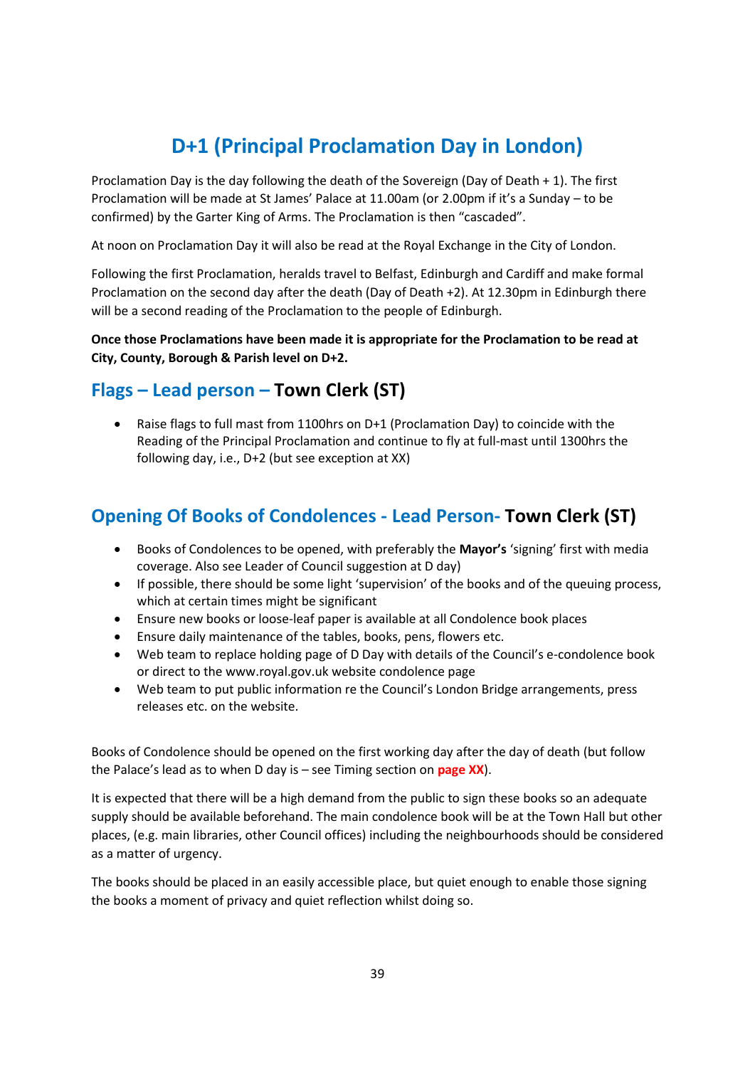# D+1 (Principal Proclamation Day in London)

Proclamation Day is the day following the death of the Sovereign (Day of Death + 1). The first Proclamation will be made at St James' Palace at 11.00am (or 2.00pm if it's a Sunday – to be confirmed) by the Garter King of Arms. The Proclamation is then "cascaded".

At noon on Proclamation Day it will also be read at the Royal Exchange in the City of London.

Following the first Proclamation, heralds travel to Belfast, Edinburgh and Cardiff and make formal Proclamation on the second day after the death (Day of Death +2). At 12.30pm in Edinburgh there will be a second reading of the Proclamation to the people of Edinburgh.

**Once those Proclamations have been made it is appropriate for the Proclamation to be read at City, County, Borough & Parish level on D+2.**

## Flags – Lead person – Town Clerk (ST)

- Raise flags to full mast from 1100hrs on D+1 (Proclamation Day) to coincide with the Reading of the Principal Proclamation and continue to fly at full-mast until 1300hrs the following day, i.e., D+2 (but see exception at XX)

## Opening Of Books of Condolences - Lead Person- Town Clerk (ST)

- Books of Condolences to be opened, with preferably the **Mayor's** 'signing' first with media coverage. Also see Leader of Council suggestion at D day)
- If possible, there should be some light 'supervision' of the books and of the queuing process, which at certain times might be significant
- Ensure new books or loose-leaf paper is available at all Condolence book places
- Ensure daily maintenance of the tables, books, pens, flowers etc.
- Web team to replace holding page of D Day with details of the Council's e-condolence book or direct to the www.royal.gov.uk website condolence page
- Web team to put public information re the Council's London Bridge arrangements, press releases etc. on the website.

Books of Condolence should be opened on the first working day after the day of death (but follow the Palace's lead as to when D day is – see Timing section on **page XX**).

It is expected that there will be a high demand from the public to sign these books so an adequate supply should be available beforehand. The main condolence book will be at the Town Hall but other places, (e.g. main libraries, other Council offices) including the neighbourhoods should be considered as a matter of urgency.

The books should be placed in an easily accessible place, but quiet enough to enable those signing the books a moment of privacy and quiet reflection whilst doing so.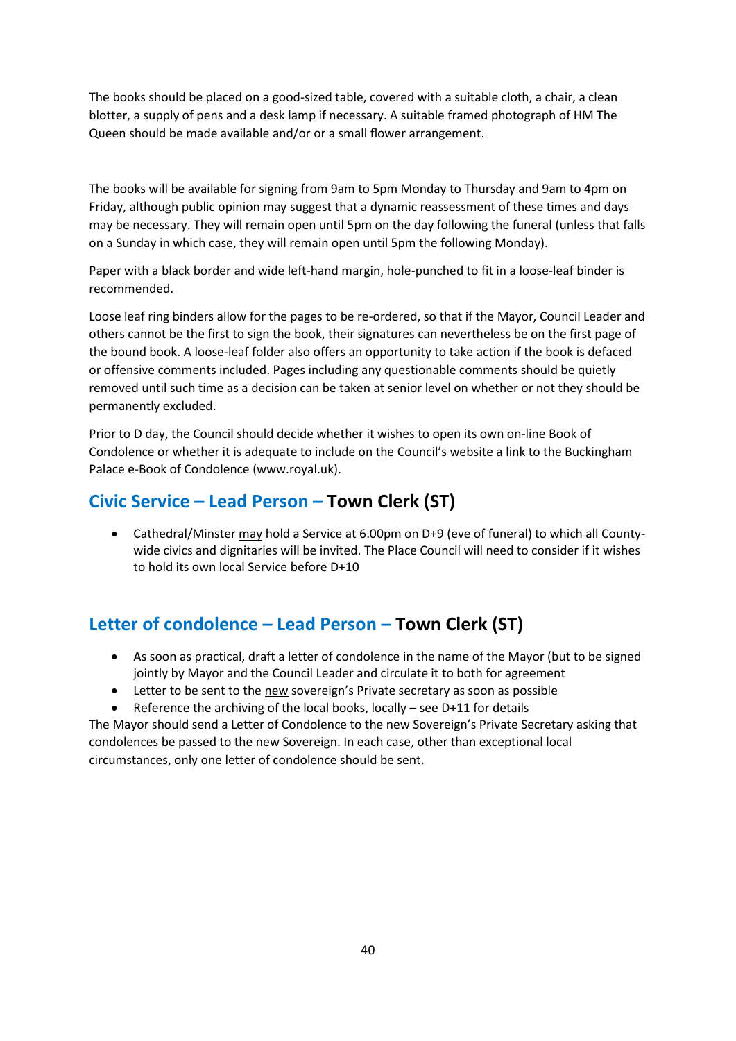The books should be placed on a good-sized table, covered with a suitable cloth, a chair, a clean blotter, a supply of pens and a desk lamp if necessary. A suitable framed photograph of HM The Queen should be made available and/or or a small flower arrangement.

The books will be available for signing from 9am to 5pm Monday to Thursday and 9am to 4pm on Friday, although public opinion may suggest that a dynamic reassessment of these times and days may be necessary. They will remain open until 5pm on the day following the funeral (unless that falls on a Sunday in which case, they will remain open until 5pm the following Monday).

Paper with a black border and wide left-hand margin, hole-punched to fit in a loose-leaf binder is recommended.

Loose leaf ring binders allow for the pages to be re-ordered, so that if the Mayor, Council Leader and others cannot be the first to sign the book, their signatures can nevertheless be on the first page of the bound book. A loose-leaf folder also offers an opportunity to take action if the book is defaced or offensive comments included. Pages including any questionable comments should be quietly removed until such time as a decision can be taken at senior level on whether or not they should be permanently excluded.

Prior to D day, the Council should decide whether it wishes to open its own on-line Book of Condolence or whether it is adequate to include on the Council's website a link to the Buckingham Palace e-Book of Condolence (www.royal.uk).

## Civic Service – Lead Person – **Town Clerk (ST)**

- Cathedral/Minster <u>may</u> hold a Service at 6.00pm on D+9 (eve of funeral) to which all County-wide civics and dignitaries will be invited. The Place Council will need to consider if it wishes to hold its own local Service before D+10

## Letter of condolence – Lead Person – **Town Clerk (ST)**

- As soon as practical, draft a letter of condolence in the name of the Mayor (but to be signed jointly by Mayor and the Council Leader and circulate it to both for agreement
- Letter to be sent to the <u>new</u> sovereign's Private secretary as soon as possible
- Reference the archiving of the local books, locally – see D+11 for details

The Mayor should send a Letter of Condolence to the new Sovereign's Private Secretary asking that condolences be passed to the new Sovereign. In each case, other than exceptional local circumstances, only one letter of condolence should be sent.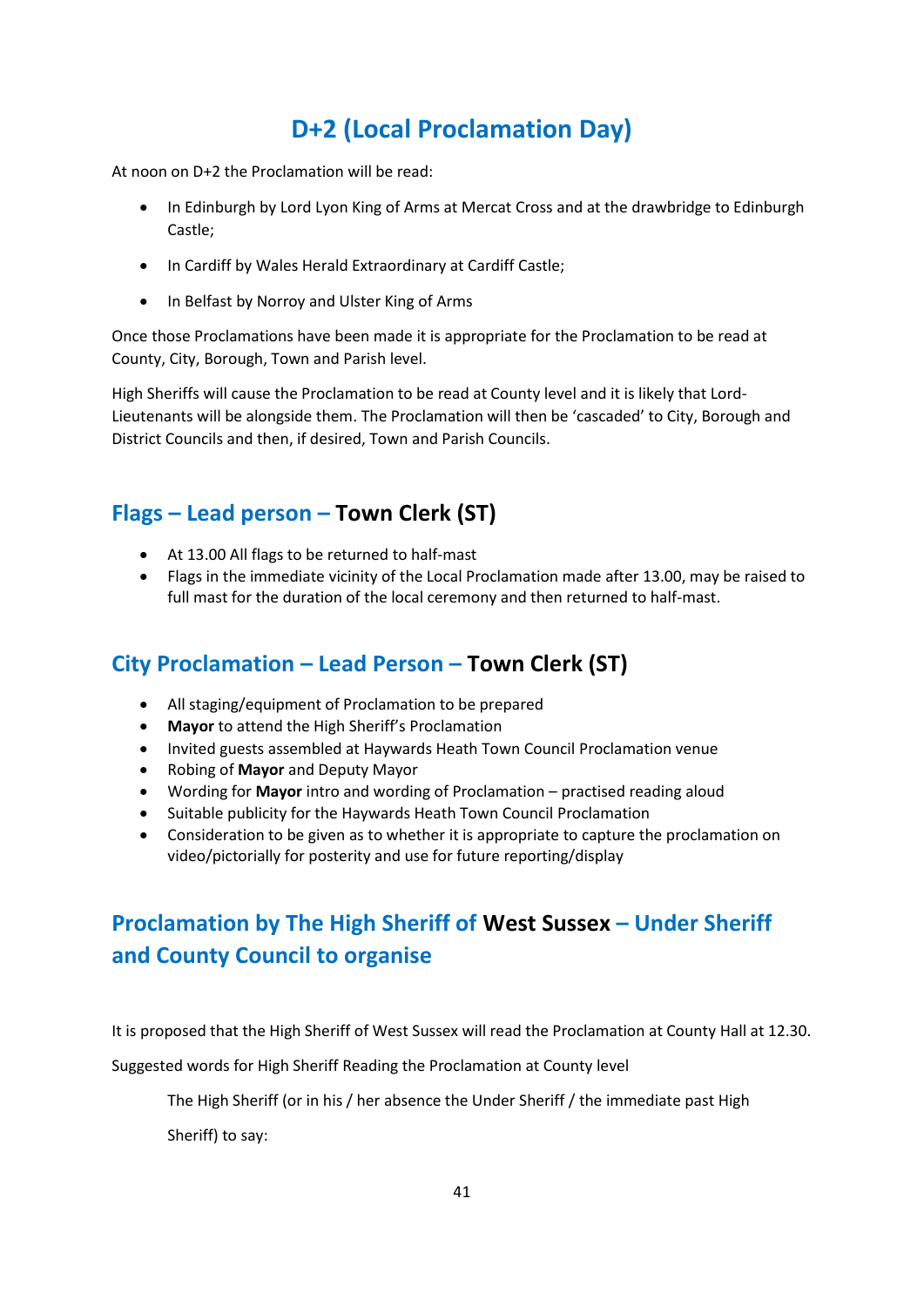# D+2 (Local Proclamation Day)

At noon on D+2 the Proclamation will be read:

- In Edinburgh by Lord Lyon King of Arms at Mercat Cross and at the drawbridge to Edinburgh Castle;
- In Cardiff by Wales Herald Extraordinary at Cardiff Castle;
- In Belfast by Norroy and Ulster King of Arms

Once those Proclamations have been made it is appropriate for the Proclamation to be read at County, City, Borough, Town and Parish level.

High Sheriffs will cause the Proclamation to be read at County level and it is likely that Lord-Lieutenants will be alongside them. The Proclamation will then be 'cascaded' to City, Borough and District Councils and then, if desired, Town and Parish Councils.

## Flags – Lead person – Town Clerk (ST)

- At 13.00 All flags to be returned to half-mast
- Flags in the immediate vicinity of the Local Proclamation made after 13.00, may be raised to full mast for the duration of the local ceremony and then returned to half-mast.

## City Proclamation – Lead Person – Town Clerk (ST)

- All staging/equipment of Proclamation to be prepared
- **Mayor** to attend the High Sheriff's Proclamation
- Invited guests assembled at Haywards Heath Town Council Proclamation venue
- Robing of **Mayor** and Deputy Mayor
- Wording for **Mayor** intro and wording of Proclamation – practised reading aloud
- Suitable publicity for the Haywards Heath Town Council Proclamation
- Consideration to be given as to whether it is appropriate to capture the proclamation on video/pictorially for posterity and use for future reporting/display

## Proclamation by The High Sheriff of West Sussex – Under Sheriff and County Council to organise

It is proposed that the High Sheriff of West Sussex will read the Proclamation at County Hall at 12.30.

Suggested words for High Sheriff Reading the Proclamation at County level

> The High Sheriff (or in his / her absence the Under Sheriff / the immediate past High Sheriff) to say: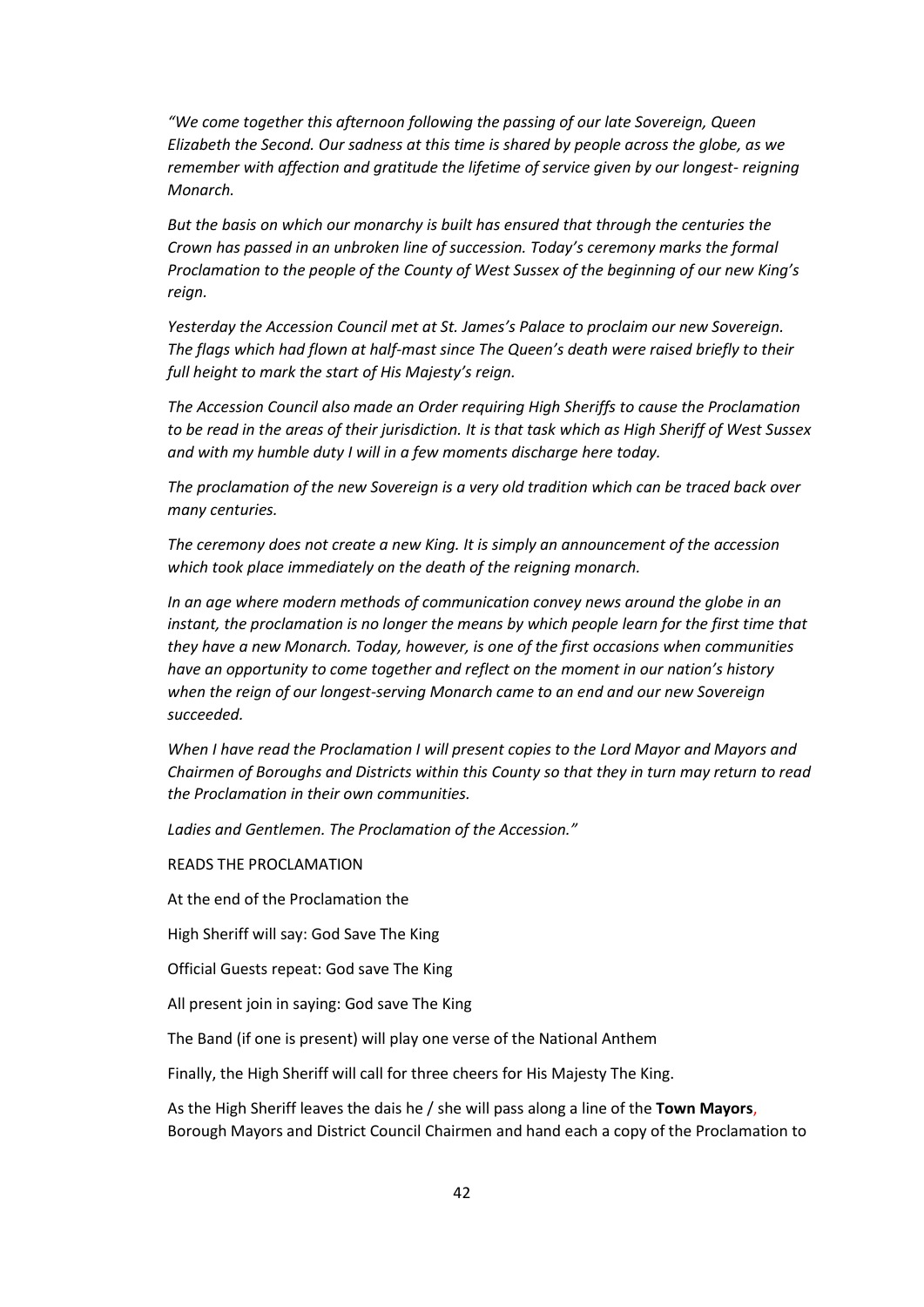*"We come together this afternoon following the passing of our late Sovereign, Queen Elizabeth the Second. Our sadness at this time is shared by people across the globe, as we remember with affection and gratitude the lifetime of service given by our longest- reigning Monarch.*

*But the basis on which our monarchy is built has ensured that through the centuries the Crown has passed in an unbroken line of succession. Today's ceremony marks the formal Proclamation to the people of the County of West Sussex of the beginning of our new King's reign.*

*Yesterday the Accession Council met at St. James's Palace to proclaim our new Sovereign. The flags which had flown at half-mast since The Queen's death were raised briefly to their full height to mark the start of His Majesty's reign.*

*The Accession Council also made an Order requiring High Sheriffs to cause the Proclamation to be read in the areas of their jurisdiction. It is that task which as High Sheriff of West Sussex and with my humble duty I will in a few moments discharge here today.*

*The proclamation of the new Sovereign is a very old tradition which can be traced back over many centuries.*

*The ceremony does not create a new King. It is simply an announcement of the accession which took place immediately on the death of the reigning monarch.*

*In an age where modern methods of communication convey news around the globe in an instant, the proclamation is no longer the means by which people learn for the first time that they have a new Monarch. Today, however, is one of the first occasions when communities have an opportunity to come together and reflect on the moment in our nation's history when the reign of our longest-serving Monarch came to an end and our new Sovereign succeeded.*

*When I have read the Proclamation I will present copies to the Lord Mayor and Mayors and Chairmen of Boroughs and Districts within this County so that they in turn may return to read the Proclamation in their own communities.*

*Ladies and Gentlemen. The Proclamation of the Accession."*

READS THE PROCLAMATION

At the end of the Proclamation the

High Sheriff will say: God Save The King

Official Guests repeat: God save The King

All present join in saying: God save The King

The Band (if one is present) will play one verse of the National Anthem

Finally, the High Sheriff will call for three cheers for His Majesty The King.

As the High Sheriff leaves the dais he / she will pass along a line of the **Town Mayors**, Borough Mayors and District Council Chairmen and hand each a copy of the Proclamation to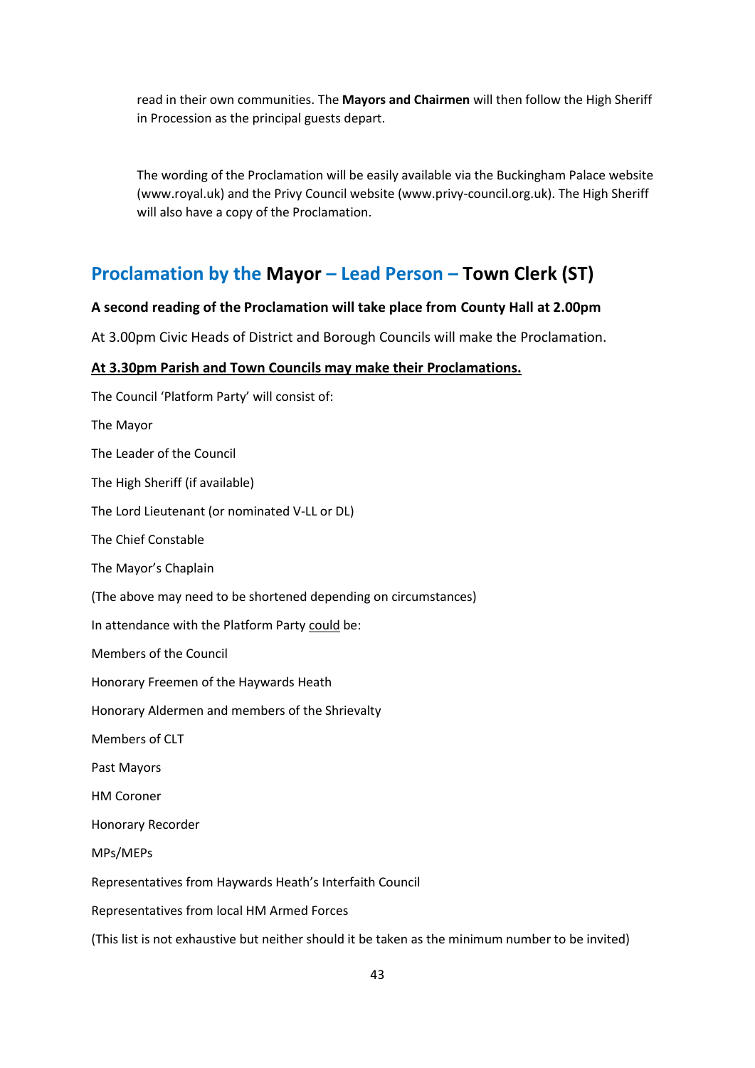read in their own communities. The **Mayors and Chairmen** will then follow the High Sheriff in Procession as the principal guests depart.

The wording of the Proclamation will be easily available via the Buckingham Palace website (www.royal.uk) and the Privy Council website (www.privy-council.org.uk). The High Sheriff will also have a copy of the Proclamation.

## Proclamation by the **Mayor** – Lead Person – **Town Clerk (ST)**

**A second reading of the Proclamation will take place from County Hall at 2.00pm**

At 3.00pm Civic Heads of District and Borough Councils will make the Proclamation.

**<u>At 3.30pm Parish and Town Councils may make their Proclamations.</u>**

The Council 'Platform Party' will consist of:

The Mayor

The Leader of the Council

The High Sheriff (if available)

The Lord Lieutenant (or nominated V-LL or DL)

The Chief Constable

The Mayor's Chaplain

(The above may need to be shortened depending on circumstances)

In attendance with the Platform Party <u>could</u> be:

Members of the Council

Honorary Freemen of the Haywards Heath

Honorary Aldermen and members of the Shrievalty

Members of CLT

Past Mayors

HM Coroner

Honorary Recorder

MPs/MEPs

Representatives from Haywards Heath's Interfaith Council

Representatives from local HM Armed Forces

(This list is not exhaustive but neither should it be taken as the minimum number to be invited)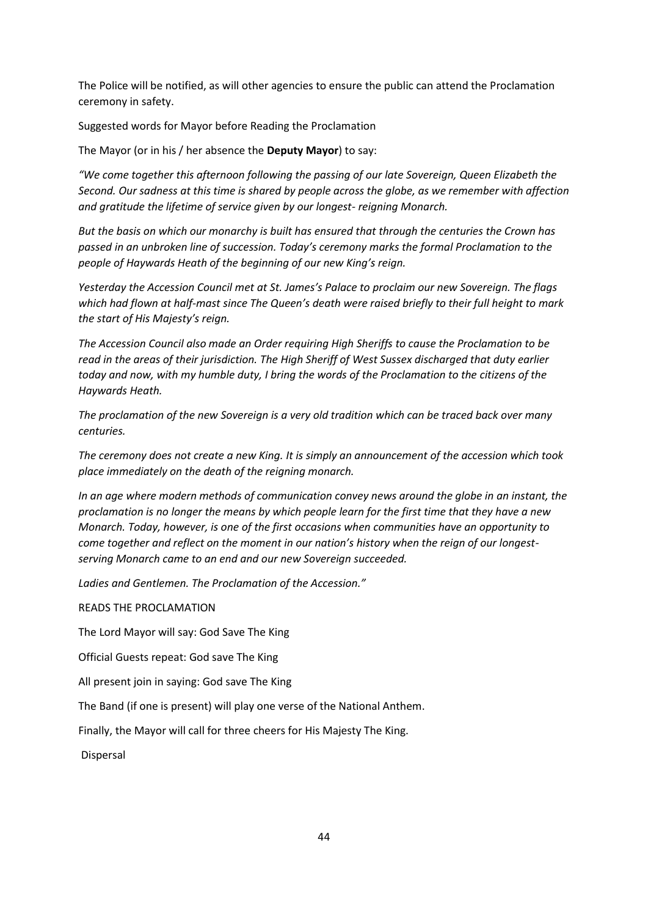The Police will be notified, as will other agencies to ensure the public can attend the Proclamation ceremony in safety.

Suggested words for Mayor before Reading the Proclamation

The Mayor (or in his / her absence the **Deputy Mayor**) to say:

*"We come together this afternoon following the passing of our late Sovereign, Queen Elizabeth the Second. Our sadness at this time is shared by people across the globe, as we remember with affection and gratitude the lifetime of service given by our longest- reigning Monarch.*

*But the basis on which our monarchy is built has ensured that through the centuries the Crown has passed in an unbroken line of succession. Today's ceremony marks the formal Proclamation to the people of Haywards Heath of the beginning of our new King's reign.*

*Yesterday the Accession Council met at St. James's Palace to proclaim our new Sovereign. The flags which had flown at half-mast since The Queen's death were raised briefly to their full height to mark the start of His Majesty's reign.*

*The Accession Council also made an Order requiring High Sheriffs to cause the Proclamation to be read in the areas of their jurisdiction. The High Sheriff of West Sussex discharged that duty earlier today and now, with my humble duty, I bring the words of the Proclamation to the citizens of the Haywards Heath.*

*The proclamation of the new Sovereign is a very old tradition which can be traced back over many centuries.*

*The ceremony does not create a new King. It is simply an announcement of the accession which took place immediately on the death of the reigning monarch.*

*In an age where modern methods of communication convey news around the globe in an instant, the proclamation is no longer the means by which people learn for the first time that they have a new Monarch. Today, however, is one of the first occasions when communities have an opportunity to come together and reflect on the moment in our nation's history when the reign of our longest-serving Monarch came to an end and our new Sovereign succeeded.*

*Ladies and Gentlemen. The Proclamation of the Accession."*

READS THE PROCLAMATION

The Lord Mayor will say: God Save The King

Official Guests repeat: God save The King

All present join in saying: God save The King

The Band (if one is present) will play one verse of the National Anthem.

Finally, the Mayor will call for three cheers for His Majesty The King.

Dispersal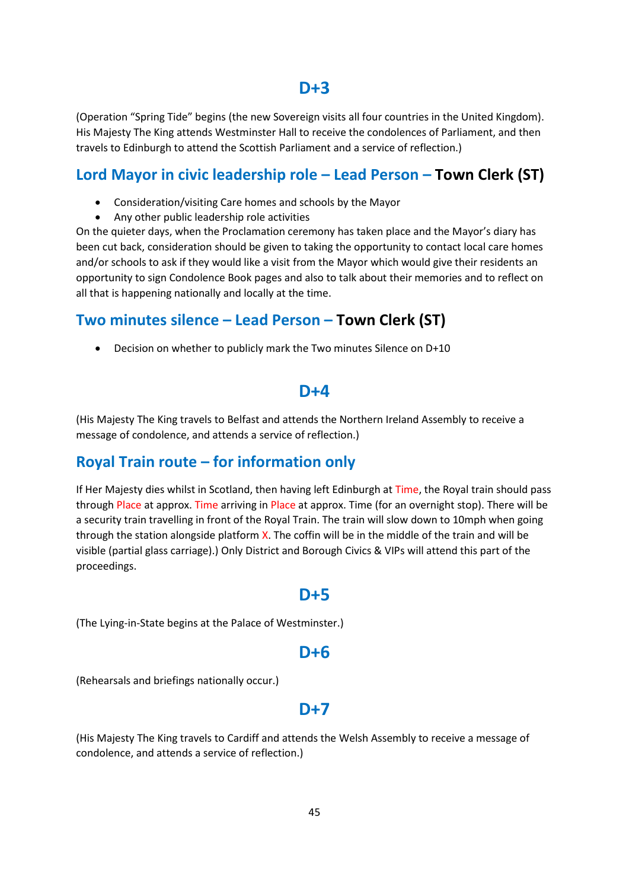## D+3

(Operation "Spring Tide" begins (the new Sovereign visits all four countries in the United Kingdom). His Majesty The King attends Westminster Hall to receive the condolences of Parliament, and then travels to Edinburgh to attend the Scottish Parliament and a service of reflection.)

### Lord Mayor in civic leadership role – Lead Person – **Town Clerk (ST)**

- Consideration/visiting Care homes and schools by the Mayor
- Any other public leadership role activities

On the quieter days, when the Proclamation ceremony has taken place and the Mayor's diary has been cut back, consideration should be given to taking the opportunity to contact local care homes and/or schools to ask if they would like a visit from the Mayor which would give their residents an opportunity to sign Condolence Book pages and also to talk about their memories and to reflect on all that is happening nationally and locally at the time.

### Two minutes silence – Lead Person – **Town Clerk (ST)**

- Decision on whether to publicly mark the Two minutes Silence on D+10

## D+4

(His Majesty The King travels to Belfast and attends the Northern Ireland Assembly to receive a message of condolence, and attends a service of reflection.)

### Royal Train route – for information only

If Her Majesty dies whilst in Scotland, then having left Edinburgh at Time, the Royal train should pass through Place at approx. Time arriving in Place at approx. Time (for an overnight stop). There will be a security train travelling in front of the Royal Train. The train will slow down to 10mph when going through the station alongside platform X. The coffin will be in the middle of the train and will be visible (partial glass carriage).) Only District and Borough Civics & VIPs will attend this part of the proceedings.

## D+5

(The Lying-in-State begins at the Palace of Westminster.)

## D+6

(Rehearsals and briefings nationally occur.)

## D+7

(His Majesty The King travels to Cardiff and attends the Welsh Assembly to receive a message of condolence, and attends a service of reflection.)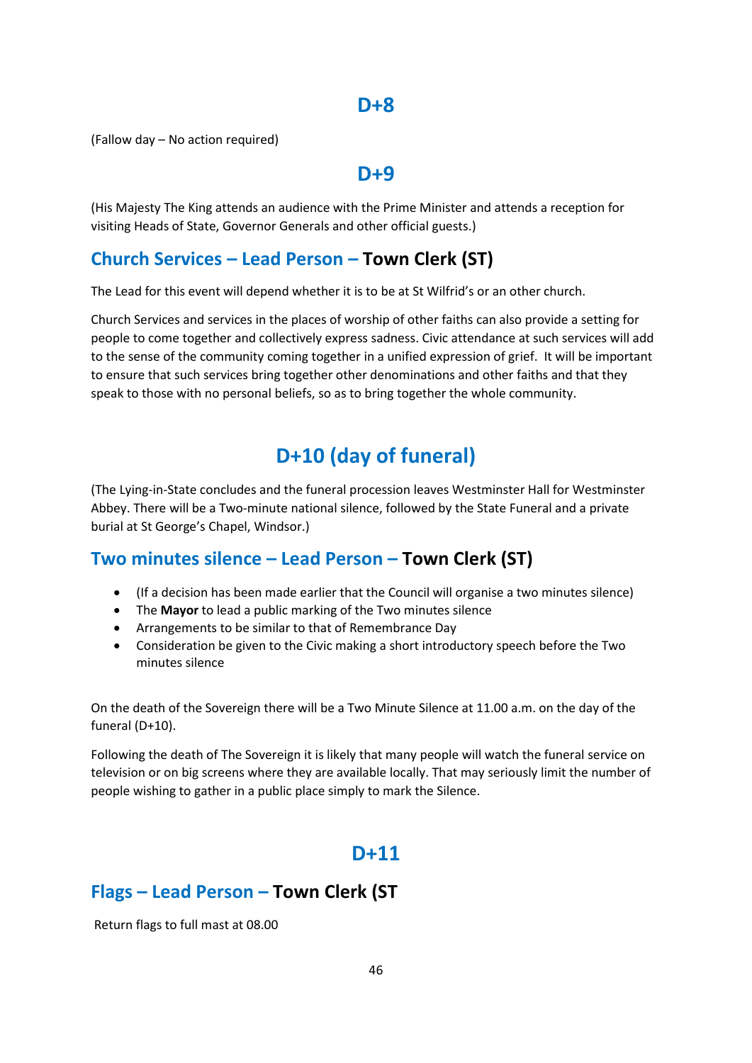## D+8

(Fallow day – No action required)

## D+9

(His Majesty The King attends an audience with the Prime Minister and attends a reception for visiting Heads of State, Governor Generals and other official guests.)

### Church Services – Lead Person – Town Clerk (ST)

The Lead for this event will depend whether it is to be at St Wilfrid's or an other church.

Church Services and services in the places of worship of other faiths can also provide a setting for people to come together and collectively express sadness. Civic attendance at such services will add to the sense of the community coming together in a unified expression of grief. It will be important to ensure that such services bring together other denominations and other faiths and that they speak to those with no personal beliefs, so as to bring together the whole community.

## D+10 (day of funeral)

(The Lying-in-State concludes and the funeral procession leaves Westminster Hall for Westminster Abbey. There will be a Two-minute national silence, followed by the State Funeral and a private burial at St George's Chapel, Windsor.)

### Two minutes silence – Lead Person – Town Clerk (ST)

- (If a decision has been made earlier that the Council will organise a two minutes silence)
- The **Mayor** to lead a public marking of the Two minutes silence
- Arrangements to be similar to that of Remembrance Day
- Consideration be given to the Civic making a short introductory speech before the Two minutes silence

On the death of the Sovereign there will be a Two Minute Silence at 11.00 a.m. on the day of the funeral (D+10).

Following the death of The Sovereign it is likely that many people will watch the funeral service on television or on big screens where they are available locally. That may seriously limit the number of people wishing to gather in a public place simply to mark the Silence.

## D+11

### Flags – Lead Person – Town Clerk (ST

Return flags to full mast at 08.00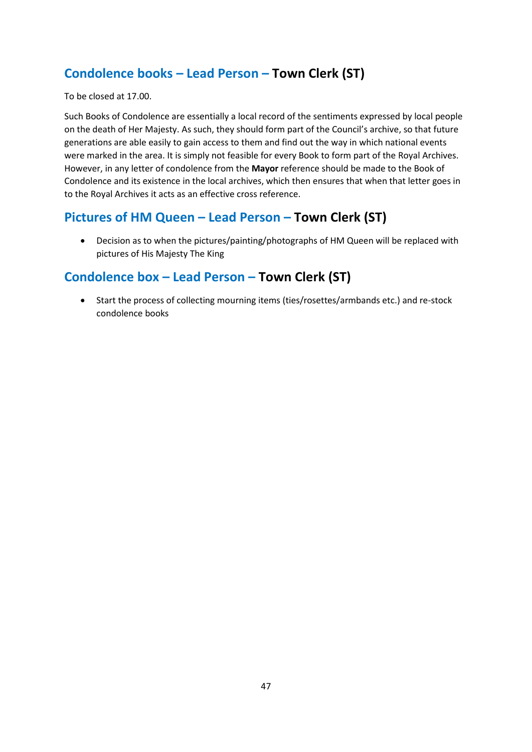## Condolence books – Lead Person – **Town Clerk (ST)**

To be closed at 17.00.

Such Books of Condolence are essentially a local record of the sentiments expressed by local people on the death of Her Majesty. As such, they should form part of the Council's archive, so that future generations are able easily to gain access to them and find out the way in which national events were marked in the area. It is simply not feasible for every Book to form part of the Royal Archives. However, in any letter of condolence from the **Mayor** reference should be made to the Book of Condolence and its existence in the local archives, which then ensures that when that letter goes in to the Royal Archives it acts as an effective cross reference.

## Pictures of HM Queen – Lead Person – **Town Clerk (ST)**

- Decision as to when the pictures/painting/photographs of HM Queen will be replaced with pictures of His Majesty The King

## Condolence box – Lead Person – **Town Clerk (ST)**

- Start the process of collecting mourning items (ties/rosettes/armbands etc.) and re-stock condolence books